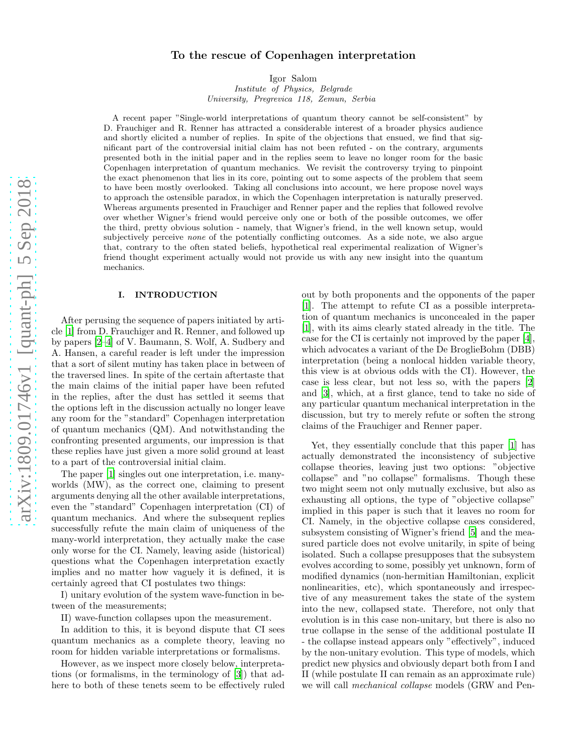# To the rescue of Copenhagen interpretation

Igor Salom

*Institute of Physics, Belgrade*
*University, Pregrevica 118, Zemun, Serbia*

A recent paper "Single-world interpretations of quantum theory cannot be self-consistent" by D. Frauchiger and R. Renner has attracted a considerable interest of a broader physics audience and shortly elicited a number of replies. In spite of the objections that ensued, we find that significant part of the controversial initial claim has not been refuted - on the contrary, arguments presented both in the initial paper and in the replies seem to leave no longer room for the basic Copenhagen interpretation of quantum mechanics. We revisit the controversy trying to pinpoint the exact phenomenon that lies in its core, pointing out to some aspects of the problem that seem to have been mostly overlooked. Taking all conclusions into account, we here propose novel ways to approach the ostensible paradox, in which the Copenhagen interpretation is naturally preserved. Whereas arguments presented in Frauchiger and Renner paper and the replies that followed revolve over whether Wigner's friend would perceive only one or both of the possible outcomes, we offer the third, pretty obvious solution - namely, that Wigner's friend, in the well known setup, would subjectively perceive *none* of the potentially conflicting outcomes. As a side note, we also argue that, contrary to the often stated beliefs, hypothetical real experimental realization of Wigner's friend thought experiment actually would not provide us with any new insight into the quantum mechanics.

## I. INTRODUCTION

After perusing the sequence of papers initiated by article [1] from D. Frauchiger and R. Renner, and followed up by papers [2–4] of V. Baumann, S. Wolf, A. Sudbery and A. Hansen, a careful reader is left under the impression that a sort of silent mutiny has taken place in between of the traversed lines. In spite of the certain aftertaste that the main claims of the initial paper have been refuted in the replies, after the dust has settled it seems that the options left in the discussion actually no longer leave any room for the "standard" Copenhagen interpretation of quantum mechanics (QM). And notwithstanding the confronting presented arguments, our impression is that these replies have just given a more solid ground at least to a part of the controversial initial claim.

The paper [1] singles out one interpretation, i.e. many-worlds (MW), as the correct one, claiming to present arguments denying all the other available interpretations, even the "standard" Copenhagen interpretation (CI) of quantum mechanics. And where the subsequent replies successfully refute the main claim of uniqueness of the many-world interpretation, they actually make the case only worse for the CI. Namely, leaving aside (historical) questions what the Copenhagen interpretation exactly implies and no matter how vaguely it is defined, it is certainly agreed that CI postulates two things:

I) unitary evolution of the system wave-function in between of the measurements;

II) wave-function collapses upon the measurement.

In addition to this, it is beyond dispute that CI sees quantum mechanics as a complete theory, leaving no room for hidden variable interpretations or formalisms.

However, as we inspect more closely below, interpretations (or formalisms, in the terminology of [3]) that adhere to both of these tenets seem to be effectively ruled out by both proponents and the opponents of the paper [1]. The attempt to refute CI as a possible interpretation of quantum mechanics is unconcealed in the paper [1], with its aims clearly stated already in the title. The case for the CI is certainly not improved by the paper [4], which advocates a variant of the De BroglieBohm (DBB) interpretation (being a nonlocal hidden variable theory, this view is at obvious odds with the CI). However, the case is less clear, but not less so, with the papers [2] and [3], which, at a first glance, tend to take no side of any particular quantum mechanical interpretation in the discussion, but try to merely refute or soften the strong claims of the Frauchiger and Renner paper.

Yet, they essentially conclude that this paper [1] has actually demonstrated the inconsistency of subjective collapse theories, leaving just two options: "objective collapse" and "no collapse" formalisms. Though these two might seem not only mutually exclusive, but also as exhausting all options, the type of "objective collapse" implied in this paper is such that it leaves no room for CI. Namely, in the objective collapse cases considered, subsystem consisting of Wigner's friend [5] and the measured particle does not evolve unitarily, in spite of being isolated. Such a collapse presupposes that the subsystem evolves according to some, possibly yet unknown, form of modified dynamics (non-hermitian Hamiltonian, explicit nonlinearities, etc), which spontaneously and irrespective of any measurement takes the state of the system into the new, collapsed state. Therefore, not only that evolution is in this case non-unitary, but there is also no true collapse in the sense of the additional postulate II - the collapse instead appears only "effectively", induced by the non-unitary evolution. This type of models, which predict new physics and obviously depart both from I and II (while postulate II can remain as an approximate rule) we will call *mechanical collapse* models (GRW and Pen-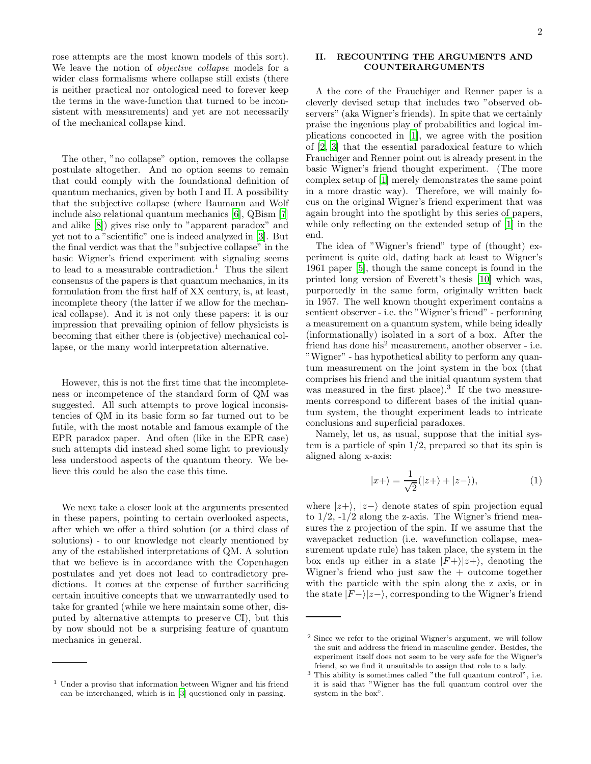rose attempts are the most known models of this sort). We leave the notion of *objective collapse* models for a wider class formalisms where collapse still exists (there is neither practical nor ontological need to forever keep the terms in the wave-function that turned to be inconsistent with measurements) and yet are not necessarily of the mechanical collapse kind.

The other, "no collapse" option, removes the collapse postulate altogether. And no option seems to remain that could comply with the foundational definition of quantum mechanics, given by both I and II. A possibility that the subjective collapse (where Baumann and Wolf include also relational quantum mechanics [6], QBism [7] and alike [8]) gives rise only to "apparent paradox" and yet not to a "scientific" one is indeed analyzed in [3]. But the final verdict was that the "subjective collapse" in the basic Wigner's friend experiment with signaling seems to lead to a measurable contradiction.[1] Thus the silent consensus of the papers is that quantum mechanics, in its formulation from the first half of XX century, is, at least, incomplete theory (the latter if we allow for the mechanical collapse). And it is not only these papers: it is our impression that prevailing opinion of fellow physicists is becoming that either there is (objective) mechanical collapse, or the many world interpretation alternative.

However, this is not the first time that the incompleteness or incompetence of the standard form of QM was suggested. All such attempts to prove logical inconsistencies of QM in its basic form so far turned out to be futile, with the most notable and famous example of the EPR paradox paper. And often (like in the EPR case) such attempts did instead shed some light to previously less understood aspects of the quantum theory. We believe this could be also the case this time.

We next take a closer look at the arguments presented in these papers, pointing to certain overlooked aspects, after which we offer a third solution (or a third class of solutions) - to our knowledge not clearly mentioned by any of the established interpretations of QM. A solution that we believe is in accordance with the Copenhagen postulates and yet does not lead to contradictory predictions. It comes at the expense of further sacrificing certain intuitive concepts that we unwarrantedly used to take for granted (while we here maintain some other, disputed by alternative attempts to preserve CI), but this by now should not be a surprising feature of quantum mechanics in general.

[1] Under a proviso that information between Wigner and his friend can be interchanged, which is in [3] questioned only in passing.

## II. RECOUNTING THE ARGUMENTS AND COUNTERARGUMENTS

A the core of the Frauchiger and Renner paper is a cleverly devised setup that includes two "observed observers" (aka Wigner's friends). In spite that we certainly praise the ingenious play of probabilities and logical implications concocted in [1], we agree with the position of [2, 3] that the essential paradoxical feature to which Frauchiger and Renner point out is already present in the basic Wigner's friend thought experiment. (The more complex setup of [1] merely demonstrates the same point in a more drastic way). Therefore, we will mainly focus on the original Wigner's friend experiment that was again brought into the spotlight by this series of papers, while only reflecting on the extended setup of [1] in the end.

The idea of "Wigner's friend" type of (thought) experiment is quite old, dating back at least to Wigner's 1961 paper [5], though the same concept is found in the printed long version of Everett's thesis [10] which was, purportedly in the same form, originally written back in 1957. The well known thought experiment contains a sentient observer - i.e. the "Wigner's friend" - performing a measurement on a quantum system, while being ideally (informationally) isolated in a sort of a box. After the friend has done his[2] measurement, another observer - i.e. "Wigner" - has hypothetical ability to perform any quantum measurement on the joint system in the box (that comprises his friend and the initial quantum system that was measured in the first place).[3] If the two measurements correspond to different bases of the initial quantum system, the thought experiment leads to intricate conclusions and superficial paradoxes.

Namely, let us, as usual, suppose that the initial system is a particle of spin 1/2, prepared so that its spin is aligned along x-axis:

$$|x+\rangle = \frac{1}{\sqrt{2}}(|z+\rangle + |z-\rangle), \tag{1}$$

where $|z+\rangle$, $|z-\rangle$ denote states of spin projection equal to 1/2, -1/2 along the z-axis. The Wigner's friend measures the z projection of the spin. If we assume that the wavepacket reduction (i.e. wavefunction collapse, measurement update rule) has taken place, the system in the box ends up either in a state $|F+\rangle|z+\rangle$, denoting the Wigner's friend who just saw the + outcome together with the particle with the spin along the z axis, or in the state $|F-\rangle|z-\rangle$, corresponding to the Wigner's friend

[2] Since we refer to the original Wigner's argument, we will follow the suit and address the friend in masculine gender. Besides, the experiment itself does not seem to be very safe for the Wigner's friend, so we find it unsuitable to assign that role to a lady.

[3] This ability is sometimes called "the full quantum control", i.e. it is said that "Wigner has the full quantum control over the system in the box".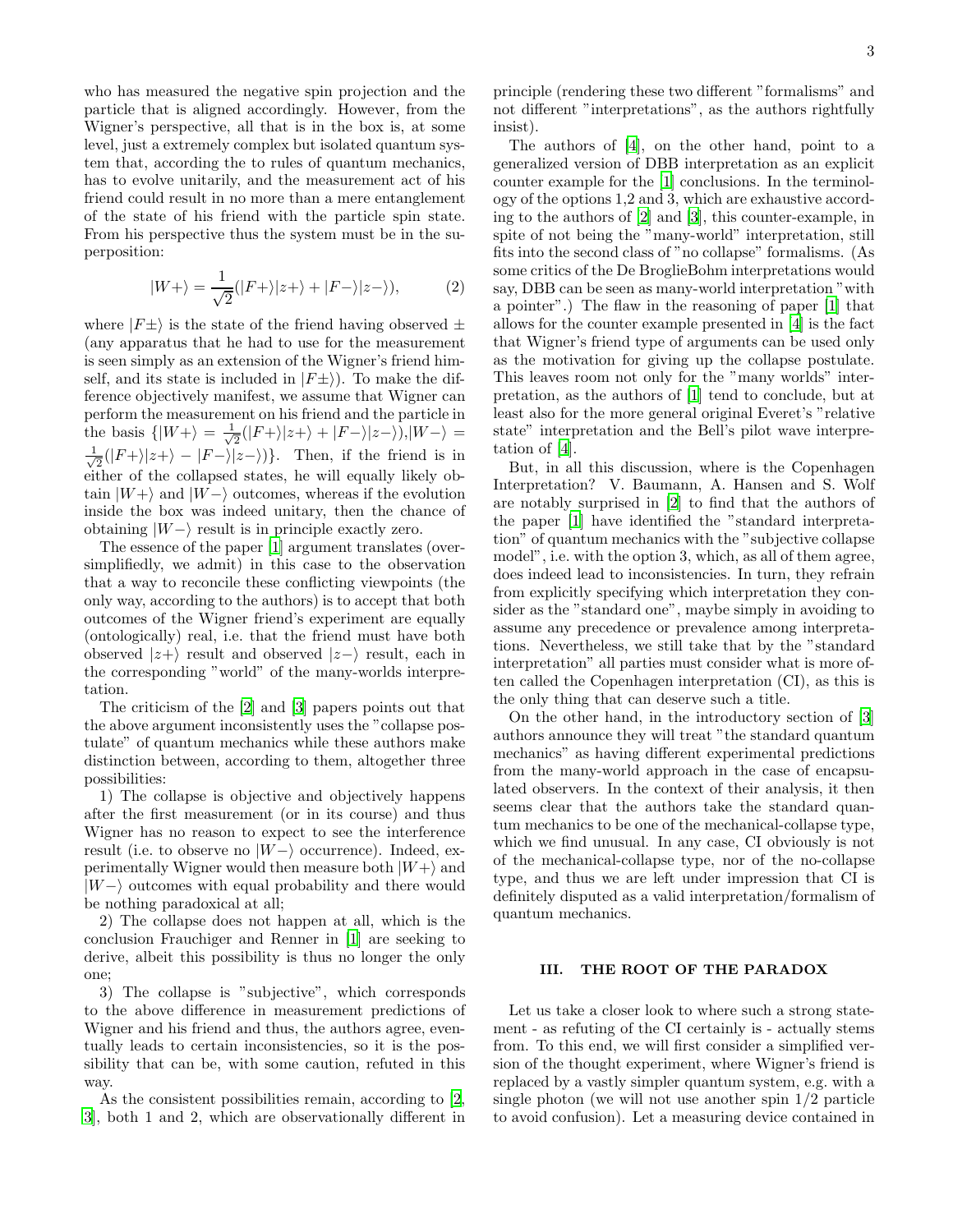who has measured the negative spin projection and the particle that is aligned accordingly. However, from the Wigner's perspective, all that is in the box is, at some level, just a extremely complex but isolated quantum system that, according the to rules of quantum mechanics, has to evolve unitarily, and the measurement act of his friend could result in no more than a mere entanglement of the state of his friend with the particle spin state. From his perspective thus the system must be in the superposition:

$$|W+\rangle = \frac{1}{\sqrt{2}}(|F+\rangle|z+\rangle + |F-\rangle|z-\rangle), \tag{2}$$

where $|F\pm\rangle$ is the state of the friend having observed $\pm$ (any apparatus that he had to use for the measurement is seen simply as an extension of the Wigner's friend himself, and its state is included in $|F\pm\rangle$). To make the difference objectively manifest, we assume that Wigner can perform the measurement on his friend and the particle in the basis $\{|W+\rangle = \frac{1}{\sqrt{2}}(|F+\rangle|z+\rangle + |F-\rangle|z-\rangle), |W-\rangle = \frac{1}{\sqrt{2}}(|F+\rangle|z+\rangle - |F-\rangle|z-\rangle)\}$. Then, if the friend is in either of the collapsed states, he will equally likely obtain $|W+\rangle$ and $|W-\rangle$ outcomes, whereas if the evolution inside the box was indeed unitary, then the chance of obtaining $|W-\rangle$ result is in principle exactly zero.

The essence of the paper [1] argument translates (oversimplifiedly, we admit) in this case to the observation that a way to reconcile these conflicting viewpoints (the only way, according to the authors) is to accept that both outcomes of the Wigner friend's experiment are equally (ontologically) real, i.e. that the friend must have both observed $|z+\rangle$ result and observed $|z-\rangle$ result, each in the corresponding "world" of the many-worlds interpretation.

The criticism of the [2] and [3] papers points out that the above argument inconsistently uses the "collapse postulate" of quantum mechanics while these authors make distinction between, according to them, altogether three possibilities:

1) The collapse is objective and objectively happens after the first measurement (or in its course) and thus Wigner has no reason to expect to see the interference result (i.e. to observe no $|W-\rangle$ occurrence). Indeed, experimentally Wigner would then measure both $|W+\rangle$ and $|W-\rangle$ outcomes with equal probability and there would be nothing paradoxical at all;

2) The collapse does not happen at all, which is the conclusion Frauchiger and Renner in [1] are seeking to derive, albeit this possibility is thus no longer the only one;

3) The collapse is "subjective", which corresponds to the above difference in measurement predictions of Wigner and his friend and thus, the authors agree, eventually leads to certain inconsistencies, so it is the possibility that can be, with some caution, refuted in this way.

As the consistent possibilities remain, according to [2, 3], both 1 and 2, which are observationally different in principle (rendering these two different "formalisms" and not different "interpretations", as the authors rightfully insist).

The authors of [4], on the other hand, point to a generalized version of DBB interpretation as an explicit counter example for the [1] conclusions. In the terminology of the options 1,2 and 3, which are exhaustive according to the authors of [2] and [3], this counter-example, in spite of not being the "many-world" interpretation, still fits into the second class of "no collapse" formalisms. (As some critics of the De BroglieBohm interpretations would say, DBB can be seen as many-world interpretation "with a pointer".) The flaw in the reasoning of paper [1] that allows for the counter example presented in [4] is the fact that Wigner's friend type of arguments can be used only as the motivation for giving up the collapse postulate. This leaves room not only for the "many worlds" interpretation, as the authors of [1] tend to conclude, but at least also for the more general original Everet's "relative state" interpretation and the Bell's pilot wave interpretation of [4].

But, in all this discussion, where is the Copenhagen Interpretation? V. Baumann, A. Hansen and S. Wolf are notably surprised in [2] to find that the authors of the paper [1] have identified the "standard interpretation" of quantum mechanics with the "subjective collapse model", i.e. with the option 3, which, as all of them agree, does indeed lead to inconsistencies. In turn, they refrain from explicitly specifying which interpretation they consider as the "standard one", maybe simply in avoiding to assume any precedence or prevalence among interpretations. Nevertheless, we still take that by the "standard interpretation" all parties must consider what is more often called the Copenhagen interpretation (CI), as this is the only thing that can deserve such a title.

On the other hand, in the introductory section of [3] authors announce they will treat "the standard quantum mechanics" as having different experimental predictions from the many-world approach in the case of encapsulated observers. In the context of their analysis, it then seems clear that the authors take the standard quantum mechanics to be one of the mechanical-collapse type, which we find unusual. In any case, CI obviously is not of the mechanical-collapse type, nor of the no-collapse type, and thus we are left under impression that CI is definitely disputed as a valid interpretation/formalism of quantum mechanics.

## III. THE ROOT OF THE PARADOX

Let us take a closer look to where such a strong statement - as refuting of the CI certainly is - actually stems from. To this end, we will first consider a simplified version of the thought experiment, where Wigner's friend is replaced by a vastly simpler quantum system, e.g. with a single photon (we will not use another spin 1/2 particle to avoid confusion). Let a measuring device contained in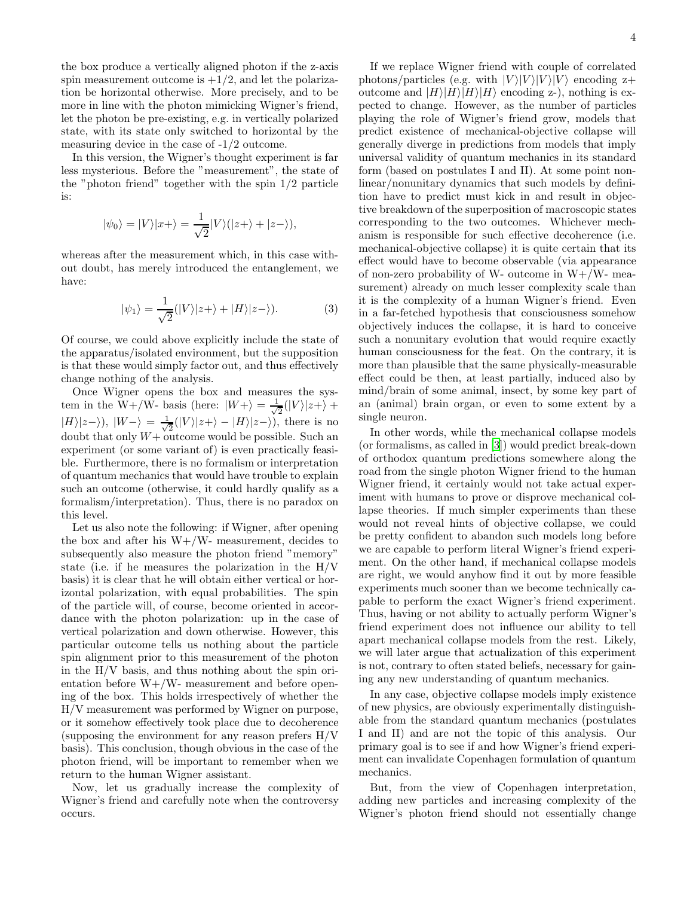the box produce a vertically aligned photon if the z-axis spin measurement outcome is $+1/2$, and let the polarization be horizontal otherwise. More precisely, and to be more in line with the photon mimicking Wigner's friend, let the photon be pre-existing, e.g. in vertically polarized state, with its state only switched to horizontal by the measuring device in the case of -1/2 outcome.

In this version, the Wigner's thought experiment is far less mysterious. Before the "measurement", the state of the "photon friend" together with the spin 1/2 particle is:

$$|\psi_0\rangle = |V\rangle|x+\rangle = \frac{1}{\sqrt{2}}|V\rangle(|z+\rangle + |z-\rangle),$$

whereas after the measurement which, in this case without doubt, has merely introduced the entanglement, we have:

$$|\psi_1\rangle = \frac{1}{\sqrt{2}}(|V\rangle|z+\rangle + |H\rangle|z-\rangle). \tag{3}$$

Of course, we could above explicitly include the state of the apparatus/isolated environment, but the supposition is that these would simply factor out, and thus effectively change nothing of the analysis.

Once Wigner opens the box and measures the system in the W+/W- basis (here: $|W+\rangle = \frac{1}{\sqrt{2}}(|V\rangle|z+\rangle + |H\rangle|z-\rangle)$, $|W-\rangle = \frac{1}{\sqrt{2}}(|V\rangle|z+\rangle - |H\rangle|z-\rangle)$, there is no doubt that only $W+$ outcome would be possible. Such an experiment (or some variant of) is even practically feasible. Furthermore, there is no formalism or interpretation of quantum mechanics that would have trouble to explain such an outcome (otherwise, it could hardly qualify as a formalism/interpretation). Thus, there is no paradox on this level.

Let us also note the following: if Wigner, after opening the box and after his W+/W- measurement, decides to subsequently also measure the photon friend "memory" state (i.e. if he measures the polarization in the H/V basis) it is clear that he will obtain either vertical or horizontal polarization, with equal probabilities. The spin of the particle will, of course, become oriented in accordance with the photon polarization: up in the case of vertical polarization and down otherwise. However, this particular outcome tells us nothing about the particle spin alignment prior to this measurement of the photon in the H/V basis, and thus nothing about the spin orientation before W+/W- measurement and before opening of the box. This holds irrespectively of whether the H/V measurement was performed by Wigner on purpose, or it somehow effectively took place due to decoherence (supposing the environment for any reason prefers H/V basis). This conclusion, though obvious in the case of the photon friend, will be important to remember when we return to the human Wigner assistant.

Now, let us gradually increase the complexity of Wigner's friend and carefully note when the controversy occurs.

If we replace Wigner friend with couple of correlated photons/particles (e.g. with $|V\rangle|V\rangle|V\rangle|V\rangle$ encoding z+ outcome and $|H\rangle|H\rangle|H\rangle|H\rangle$ encoding z-), nothing is expected to change. However, as the number of particles playing the role of Wigner's friend grow, models that predict existence of mechanical-objective collapse will generally diverge in predictions from models that imply universal validity of quantum mechanics in its standard form (based on postulates I and II). At some point nonlinear/nonunitary dynamics that such models by definition have to predict must kick in and result in objective breakdown of the superposition of macroscopic states corresponding to the two outcomes. Whichever mechanism is responsible for such effective decoherence (i.e. mechanical-objective collapse) it is quite certain that its effect would have to become observable (via appearance of non-zero probability of W- outcome in W+/W- measurement) already on much lesser complexity scale than it is the complexity of a human Wigner's friend. Even in a far-fetched hypothesis that consciousness somehow objectively induces the collapse, it is hard to conceive such a nonunitary evolution that would require exactly human consciousness for the feat. On the contrary, it is more than plausible that the same physically-measurable effect could be then, at least partially, induced also by mind/brain of some animal, insect, by some key part of an (animal) brain organ, or even to some extent by a single neuron.

In other words, while the mechanical collapse models (or formalisms, as called in [3]) would predict break-down of orthodox quantum predictions somewhere along the road from the single photon Wigner friend to the human Wigner friend, it certainly would not take actual experiment with humans to prove or disprove mechanical collapse theories. If much simpler experiments than these would not reveal hints of objective collapse, we could be pretty confident to abandon such models long before we are capable to perform literal Wigner's friend experiment. On the other hand, if mechanical collapse models are right, we would anyhow find it out by more feasible experiments much sooner than we become technically capable to perform the exact Wigner's friend experiment. Thus, having or not ability to actually perform Wigner's friend experiment does not influence our ability to tell apart mechanical collapse models from the rest. Likely, we will later argue that actualization of this experiment is not, contrary to often stated beliefs, necessary for gaining any new understanding of quantum mechanics.

In any case, objective collapse models imply existence of new physics, are obviously experimentally distinguishable from the standard quantum mechanics (postulates I and II) and are not the topic of this analysis. Our primary goal is to see if and how Wigner's friend experiment can invalidate Copenhagen formulation of quantum mechanics.

But, from the view of Copenhagen interpretation, adding new particles and increasing complexity of the Wigner's photon friend should not essentially change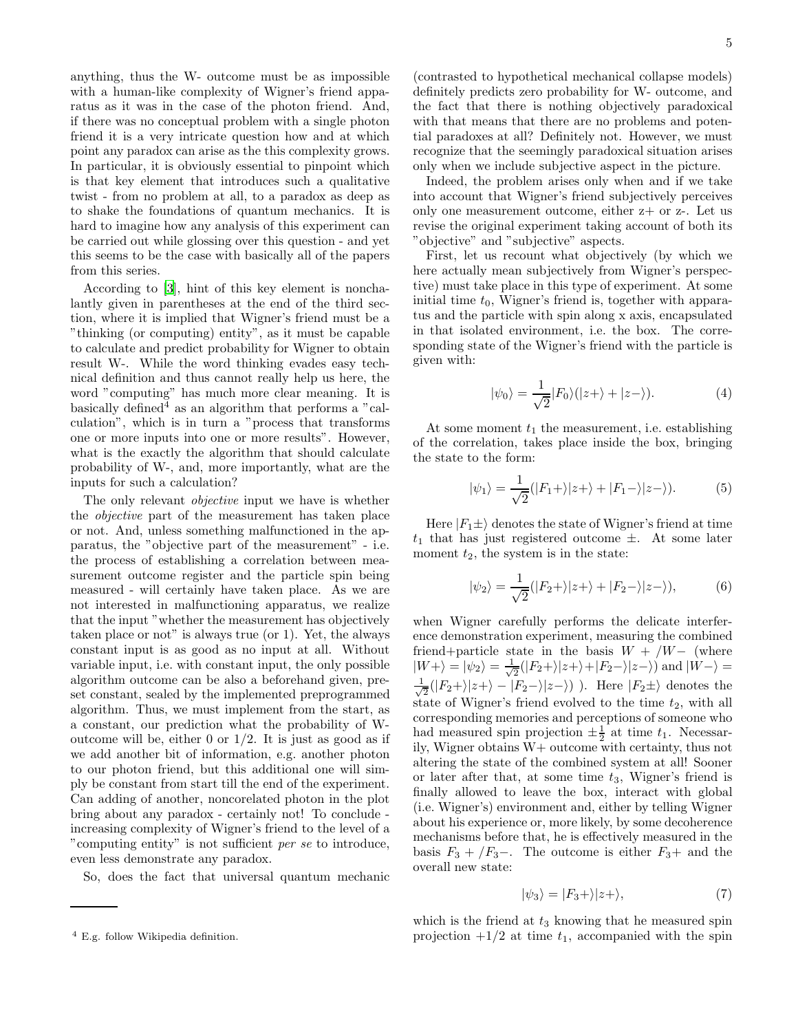anything, thus the W- outcome must be as impossible with a human-like complexity of Wigner's friend apparatus as it was in the case of the photon friend. And, if there was no conceptual problem with a single photon friend it is a very intricate question how and at which point any paradox can arise as the this complexity grows. In particular, it is obviously essential to pinpoint which is that key element that introduces such a qualitative twist - from no problem at all, to a paradox as deep as to shake the foundations of quantum mechanics. It is hard to imagine how any analysis of this experiment can be carried out while glossing over this question - and yet this seems to be the case with basically all of the papers from this series.

According to [3], hint of this key element is nonchalantly given in parentheses at the end of the third section, where it is implied that Wigner's friend must be a "thinking (or computing) entity", as it must be capable to calculate and predict probability for Wigner to obtain result W-. While the word thinking evades easy technical definition and thus cannot really help us here, the word "computing" has much more clear meaning. It is basically defined[4] as an algorithm that performs a "calculation", which is in turn a "process that transforms one or more inputs into one or more results". However, what is the exactly the algorithm that should calculate probability of W-, and, more importantly, what are the inputs for such a calculation?

The only relevant *objective* input we have is whether the *objective* part of the measurement has taken place or not. And, unless something malfunctioned in the apparatus, the "objective part of the measurement" - i.e. the process of establishing a correlation between measurement outcome register and the particle spin being measured - will certainly have taken place. As we are not interested in malfunctioning apparatus, we realize that the input "whether the measurement has objectively taken place or not" is always true (or 1). Yet, the always constant input is as good as no input at all. Without variable input, i.e. with constant input, the only possible algorithm outcome can be also a beforehand given, preset constant, sealed by the implemented preprogrammed algorithm. Thus, we must implement from the start, as a constant, our prediction what the probability of W- outcome will be, either 0 or 1/2. It is just as good as if we add another bit of information, e.g. another photon to our photon friend, but this additional one will simply be constant from start till the end of the experiment. Can adding of another, noncorelated photon in the plot bring about any paradox - certainly not! To conclude - increasing complexity of Wigner's friend to the level of a "computing entity" is not sufficient *per se* to introduce, even less demonstrate any paradox.

So, does the fact that universal quantum mechanic (contrasted to hypothetical mechanical collapse models) definitely predicts zero probability for W- outcome, and the fact that there is nothing objectively paradoxical with that means that there are no problems and potential paradoxes at all? Definitely not. However, we must recognize that the seemingly paradoxical situation arises only when we include subjective aspect in the picture.

Indeed, the problem arises only when and if we take into account that Wigner's friend subjectively perceives only one measurement outcome, either z+ or z-. Let us revise the original experiment taking account of both its "objective" and "subjective" aspects.

First, let us recount what objectively (by which we here actually mean subjectively from Wigner's perspective) must take place in this type of experiment. At some initial time $t_0$, Wigner's friend is, together with apparatus and the particle with spin along x axis, encapsulated in that isolated environment, i.e. the box. The corresponding state of the Wigner's friend with the particle is given with:

$$|\psi_0\rangle = \frac{1}{\sqrt{2}}|F_0\rangle(|z+\rangle + |z-\rangle). \tag{4}$$

At some moment $t_1$ the measurement, i.e. establishing of the correlation, takes place inside the box, bringing the state to the form:

$$|\psi_1\rangle = \frac{1}{\sqrt{2}}(|F_1+\rangle|z+\rangle + |F_1-\rangle|z-\rangle). \tag{5}$$

Here $|F_1\pm\rangle$ denotes the state of Wigner's friend at time $t_1$ that has just registered outcome $\pm$. At some later moment $t_2$, the system is in the state:

$$|\psi_2\rangle = \frac{1}{\sqrt{2}}(|F_2+\rangle|z+\rangle + |F_2-\rangle|z-\rangle), \tag{6}$$

when Wigner carefully performs the delicate interference demonstration experiment, measuring the combined friend+particle state in the basis $W+/W-$ (where $|W+\rangle = |\psi_2\rangle = \frac{1}{\sqrt{2}}(|F_2+\rangle|z+\rangle + |F_2-\rangle|z-\rangle)$ and $|W-\rangle = \frac{1}{\sqrt{2}}(|F_2+\rangle|z+\rangle - |F_2-\rangle|z-\rangle)$ ). Here $|F_2\pm\rangle$ denotes the state of Wigner's friend evolved to the time $t_2$, with all corresponding memories and perceptions of someone who had measured spin projection $\pm\frac{1}{2}$ at time $t_1$. Necessarily, Wigner obtains W+ outcome with certainty, thus not altering the state of the combined system at all! Sooner or later after that, at some time $t_3$, Wigner's friend is finally allowed to leave the box, interact with global (i.e. Wigner's) environment and, either by telling Wigner about his experience or, more likely, by some decoherence mechanisms before that, he is effectively measured in the basis $F_3+/F_3-$. The outcome is either $F_3+$ and the overall new state:

$$|\psi_3\rangle = |F_3+\rangle|z+\rangle, \tag{7}$$

which is the friend at $t_3$ knowing that he measured spin projection $+1/2$ at time $t_1$, accompanied with the spin

[4] E.g. follow Wikipedia definition.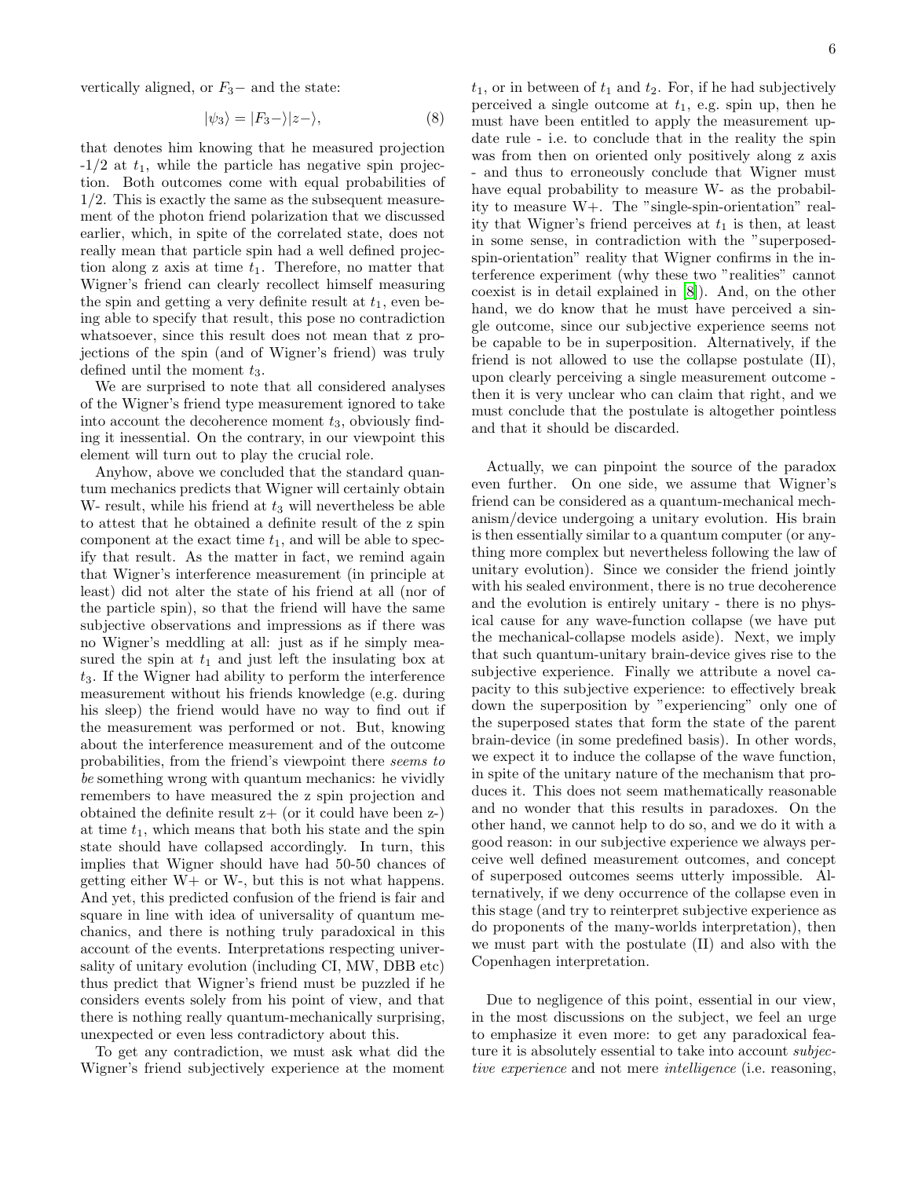vertically aligned, or $F_3-$ and the state:

$$|\psi_3\rangle = |F_3-\rangle|z-\rangle, \tag{8}$$

that denotes him knowing that he measured projection -1/2 at $t_1$, while the particle has negative spin projection. Both outcomes come with equal probabilities of 1/2. This is exactly the same as the subsequent measurement of the photon friend polarization that we discussed earlier, which, in spite of the correlated state, does not really mean that particle spin had a well defined projection along z axis at time $t_1$. Therefore, no matter that Wigner's friend can clearly recollect himself measuring the spin and getting a very definite result at $t_1$, even being able to specify that result, this pose no contradiction whatsoever, since this result does not mean that z projections of the spin (and of Wigner's friend) was truly defined until the moment $t_3$.

We are surprised to note that all considered analyses of the Wigner's friend type measurement ignored to take into account the decoherence moment $t_3$, obviously finding it inessential. On the contrary, in our viewpoint this element will turn out to play the crucial role.

Anyhow, above we concluded that the standard quantum mechanics predicts that Wigner will certainly obtain W- result, while his friend at $t_3$ will nevertheless be able to attest that he obtained a definite result of the z spin component at the exact time $t_1$, and will be able to specify that result. As the matter in fact, we remind again that Wigner's interference measurement (in principle at least) did not alter the state of his friend at all (nor of the particle spin), so that the friend will have the same subjective observations and impressions as if there was no Wigner's meddling at all: just as if he simply measured the spin at $t_1$ and just left the insulating box at $t_3$. If the Wigner had ability to perform the interference measurement without his friends knowledge (e.g. during his sleep) the friend would have no way to find out if the measurement was performed or not. But, knowing about the interference measurement and of the outcome probabilities, from the friend's viewpoint there *seems to be* something wrong with quantum mechanics: he vividly remembers to have measured the z spin projection and obtained the definite result z+ (or it could have been z-) at time $t_1$, which means that both his state and the spin state should have collapsed accordingly. In turn, this implies that Wigner should have had 50-50 chances of getting either W+ or W-, but this is not what happens. And yet, this predicted confusion of the friend is fair and square in line with idea of universality of quantum mechanics, and there is nothing truly paradoxical in this account of the events. Interpretations respecting universality of unitary evolution (including CI, MW, DBB etc) thus predict that Wigner's friend must be puzzled if he considers events solely from his point of view, and that there is nothing really quantum-mechanically surprising, unexpected or even less contradictory about this.

To get any contradiction, we must ask what did the Wigner's friend subjectively experience at the moment $t_1$, or in between of $t_1$ and $t_2$. For, if he had subjectively perceived a single outcome at $t_1$, e.g. spin up, then he must have been entitled to apply the measurement update rule - i.e. to conclude that in the reality the spin was from then on oriented only positively along z axis - and thus to erroneously conclude that Wigner must have equal probability to measure W- as the probability to measure W+. The "single-spin-orientation" reality that Wigner's friend perceives at $t_1$ is then, at least in some sense, in contradiction with the "superposed-spin-orientation" reality that Wigner confirms in the interference experiment (why these two "realities" cannot coexist is in detail explained in [8]). And, on the other hand, we do know that he must have perceived a single outcome, since our subjective experience seems not be capable to be in superposition. Alternatively, if the friend is not allowed to use the collapse postulate (II), upon clearly perceiving a single measurement outcome - then it is very unclear who can claim that right, and we must conclude that the postulate is altogether pointless and that it should be discarded.

Actually, we can pinpoint the source of the paradox even further. On one side, we assume that Wigner's friend can be considered as a quantum-mechanical mechanism/device undergoing a unitary evolution. His brain is then essentially similar to a quantum computer (or anything more complex but nevertheless following the law of unitary evolution). Since we consider the friend jointly with his sealed environment, there is no true decoherence and the evolution is entirely unitary - there is no physical cause for any wave-function collapse (we have put the mechanical-collapse models aside). Next, we imply that such quantum-unitary brain-device gives rise to the subjective experience. Finally we attribute a novel capacity to this subjective experience: to effectively break down the superposition by "experiencing" only one of the superposed states that form the state of the parent brain-device (in some predefined basis). In other words, we expect it to induce the collapse of the wave function, in spite of the unitary nature of the mechanism that produces it. This does not seem mathematically reasonable and no wonder that this results in paradoxes. On the other hand, we cannot help to do so, and we do it with a good reason: in our subjective experience we always perceive well defined measurement outcomes, and concept of superposed outcomes seems utterly impossible. Alternatively, if we deny occurrence of the collapse even in this stage (and try to reinterpret subjective experience as do proponents of the many-worlds interpretation), then we must part with the postulate (II) and also with the Copenhagen interpretation.

Due to negligence of this point, essential in our view, in the most discussions on the subject, we feel an urge to emphasize it even more: to get any paradoxical feature it is absolutely essential to take into account *subjective experience* and not mere *intelligence* (i.e. reasoning,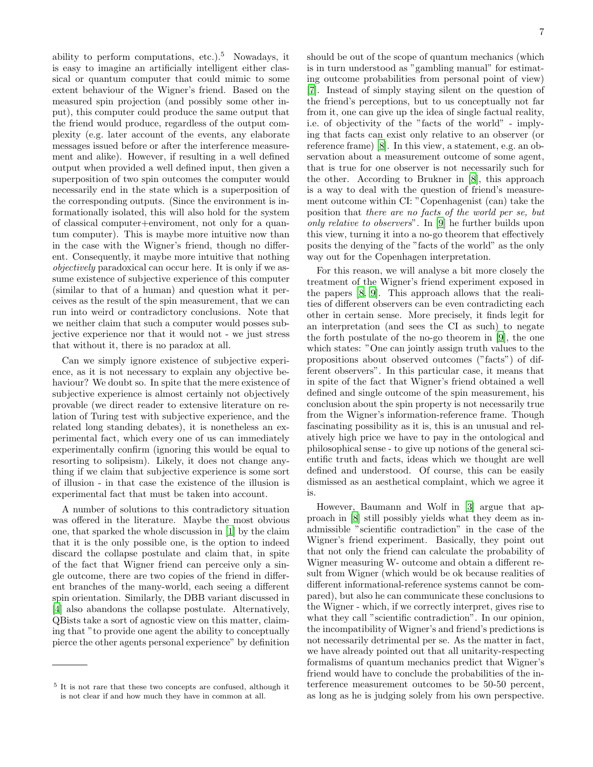ability to perform computations, etc.).[5] Nowadays, it is easy to imagine an artificially intelligent either classical or quantum computer that could mimic to some extent behaviour of the Wigner's friend. Based on the measured spin projection (and possibly some other input), this computer could produce the same output that the friend would produce, regardless of the output complexity (e.g. later account of the events, any elaborate messages issued before or after the interference measurement and alike). However, if resulting in a well defined output when provided a well defined input, then given a superposition of two spin outcomes the computer would necessarily end in the state which is a superposition of the corresponding outputs. (Since the environment is informationally isolated, this will also hold for the system of classical computer+enviroment, not only for a quantum computer). This is maybe more intuitive now than in the case with the Wigner's friend, though no different. Consequently, it maybe more intuitive that nothing *objectively* paradoxical can occur here. It is only if we assume existence of subjective experience of this computer (similar to that of a human) and question what it perceives as the result of the spin measurement, that we can run into weird or contradictory conclusions. Note that we neither claim that such a computer would posses subjective experience nor that it would not - we just stress that without it, there is no paradox at all.

Can we simply ignore existence of subjective experience, as it is not necessary to explain any objective behaviour? We doubt so. In spite that the mere existence of subjective experience is almost certainly not objectively provable (we direct reader to extensive literature on relation of Turing test with subjective experience, and the related long standing debates), it is nonetheless an experimental fact, which every one of us can immediately experimentally confirm (ignoring this would be equal to resorting to solipsism). Likely, it does not change anything if we claim that subjective experience is some sort of illusion - in that case the existence of the illusion is experimental fact that must be taken into account.

A number of solutions to this contradictory situation was offered in the literature. Maybe the most obvious one, that sparked the whole discussion in [1] by the claim that it is the only possible one, is the option to indeed discard the collapse postulate and claim that, in spite of the fact that Wigner friend can perceive only a single outcome, there are two copies of the friend in different branches of the many-world, each seeing a different spin orientation. Similarly, the DBB variant discussed in [4] also abandons the collapse postulate. Alternatively, QBists take a sort of agnostic view on this matter, claiming that "to provide one agent the ability to conceptually pierce the other agents personal experience" by definition should be out of the scope of quantum mechanics (which is in turn understood as "gambling manual" for estimating outcome probabilities from personal point of view) [7]. Instead of simply staying silent on the question of the friend's perceptions, but to us conceptually not far from it, one can give up the idea of single factual reality, i.e. of objectivity of the "facts of the world" - implying that facts can exist only relative to an observer (or reference frame) [8]. In this view, a statement, e.g. an observation about a measurement outcome of some agent, that is true for one observer is not necessarily such for the other. According to Brukner in [8], this approach is a way to deal with the question of friend's measurement outcome within CI: "Copenhagenist (can) take the position that *there are no facts of the world per se, but only relative to observers*". In [9] he further builds upon this view, turning it into a no-go theorem that effectively posits the denying of the "facts of the world" as the only way out for the Copenhagen interpretation.

For this reason, we will analyse a bit more closely the treatment of the Wigner's friend experiment exposed in the papers [8, 9]. This approach allows that the realities of different observers can be even contradicting each other in certain sense. More precisely, it finds legit for an interpretation (and sees the CI as such) to negate the forth postulate of the no-go theorem in [9], the one which states: "One can jointly assign truth values to the propositions about observed outcomes ("facts") of different observers". In this particular case, it means that in spite of the fact that Wigner's friend obtained a well defined and single outcome of the spin measurement, his conclusion about the spin property is not necessarily true from the Wigner's information-reference frame. Though fascinating possibility as it is, this is an unusual and relatively high price we have to pay in the ontological and philosophical sense - to give up notions of the general scientific truth and facts, ideas which we thought are well defined and understood. Of course, this can be easily dismissed as an aesthetical complaint, which we agree it is.

However, Baumann and Wolf in [3] argue that approach in [8] still possibly yields what they deem as inadmissible "scientific contradiction" in the case of the Wigner's friend experiment. Basically, they point out that not only the friend can calculate the probability of Wigner measuring W- outcome and obtain a different result from Wigner (which would be ok because realities of different informational-reference systems cannot be compared), but also he can communicate these conclusions to the Wigner - which, if we correctly interpret, gives rise to what they call "scientific contradiction". In our opinion, the incompatibility of Wigner's and friend's predictions is not necessarily detrimental per se. As the matter in fact, we have already pointed out that all unitarity-respecting formalisms of quantum mechanics predict that Wigner's friend would have to conclude the probabilities of the interference measurement outcomes to be 50-50 percent, as long as he is judging solely from his own perspective.

[5] It is not rare that these two concepts are confused, although it is not clear if and how much they have in common at all.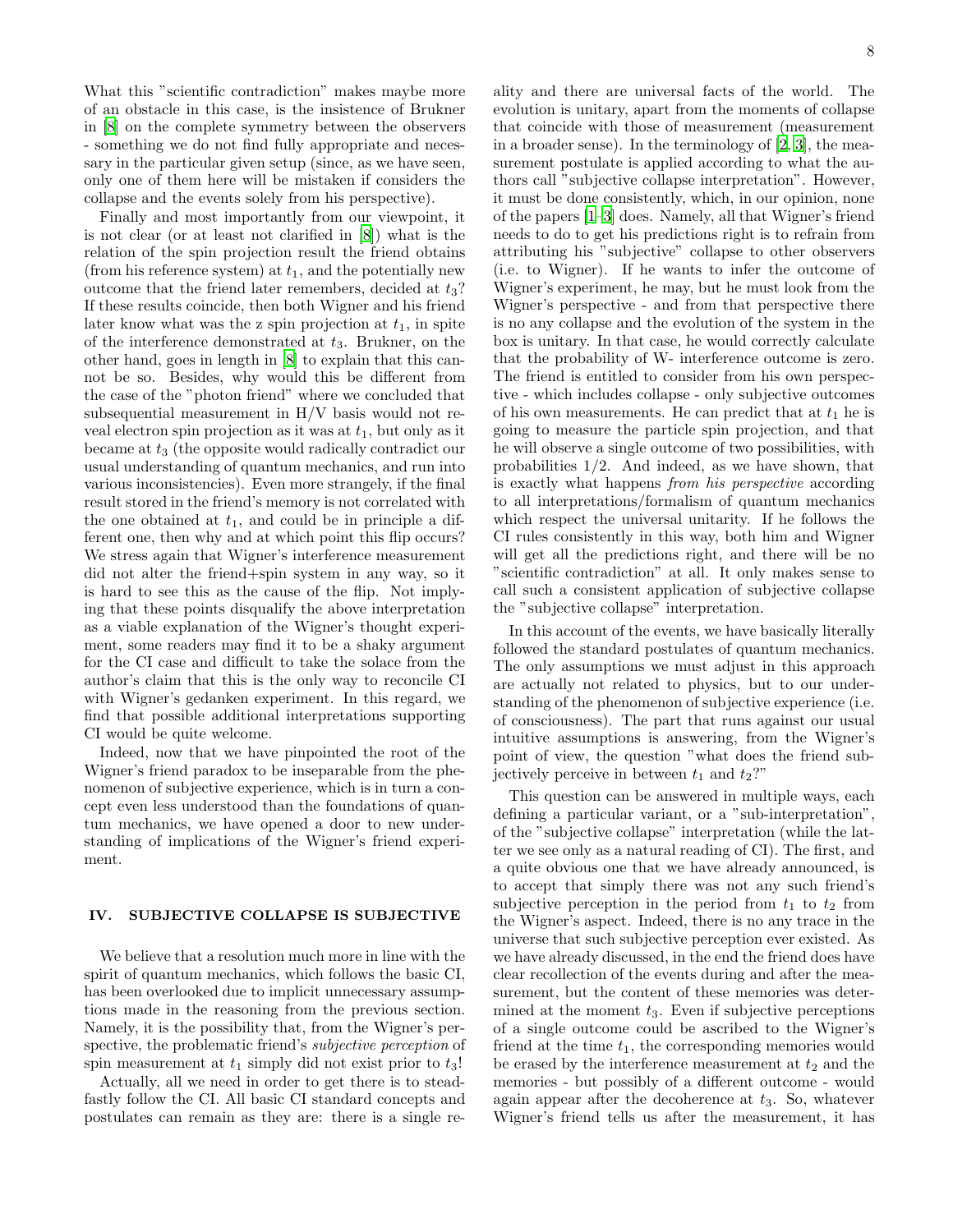What this "scientific contradiction" makes maybe more of an obstacle in this case, is the insistence of Brukner in [8] on the complete symmetry between the observers - something we do not find fully appropriate and necessary in the particular given setup (since, as we have seen, only one of them here will be mistaken if considers the collapse and the events solely from his perspective).

Finally and most importantly from our viewpoint, it is not clear (or at least not clarified in [8]) what is the relation of the spin projection result the friend obtains (from his reference system) at $t_1$, and the potentially new outcome that the friend later remembers, decided at $t_3$? If these results coincide, then both Wigner and his friend later know what was the z spin projection at $t_1$, in spite of the interference demonstrated at $t_3$. Brukner, on the other hand, goes in length in [8] to explain that this cannot be so. Besides, why would this be different from the case of the "photon friend" where we concluded that subsequential measurement in H/V basis would not reveal electron spin projection as it was at $t_1$, but only as it became at $t_3$ (the opposite would radically contradict our usual understanding of quantum mechanics, and run into various inconsistencies). Even more strangely, if the final result stored in the friend's memory is not correlated with the one obtained at $t_1$, and could be in principle a different one, then why and at which point this flip occurs? We stress again that Wigner's interference measurement did not alter the friend+spin system in any way, so it is hard to see this as the cause of the flip. Not implying that these points disqualify the above interpretation as a viable explanation of the Wigner's thought experiment, some readers may find it to be a shaky argument for the CI case and difficult to take the solace from the author's claim that this is the only way to reconcile CI with Wigner's gedanken experiment. In this regard, we find that possible additional interpretations supporting CI would be quite welcome.

Indeed, now that we have pinpointed the root of the Wigner's friend paradox to be inseparable from the phenomenon of subjective experience, which is in turn a concept even less understood than the foundations of quantum mechanics, we have opened a door to new understanding of implications of the Wigner's friend experiment.

## IV. SUBJECTIVE COLLAPSE IS SUBJECTIVE

We believe that a resolution much more in line with the spirit of quantum mechanics, which follows the basic CI, has been overlooked due to implicit unnecessary assumptions made in the reasoning from the previous section. Namely, it is the possibility that, from the Wigner's perspective, the problematic friend's *subjective perception* of spin measurement at $t_1$ simply did not exist prior to $t_3$!

Actually, all we need in order to get there is to steadfastly follow the CI. All basic CI standard concepts and postulates can remain as they are: there is a single reality and there are universal facts of the world. The evolution is unitary, apart from the moments of collapse that coincide with those of measurement (measurement in a broader sense). In the terminology of [2, 3], the measurement postulate is applied according to what the authors call "subjective collapse interpretation". However, it must be done consistently, which, in our opinion, none of the papers [1–3] does. Namely, all that Wigner's friend needs to do to get his predictions right is to refrain from attributing his "subjective" collapse to other observers (i.e. to Wigner). If he wants to infer the outcome of Wigner's experiment, he may, but he must look from the Wigner's perspective - and from that perspective there is no any collapse and the evolution of the system in the box is unitary. In that case, he would correctly calculate that the probability of W- interference outcome is zero. The friend is entitled to consider from his own perspective - which includes collapse - only subjective outcomes of his own measurements. He can predict that at $t_1$ he is going to measure the particle spin projection, and that he will observe a single outcome of two possibilities, with probabilities 1/2. And indeed, as we have shown, that is exactly what happens *from his perspective* according to all interpretations/formalism of quantum mechanics which respect the universal unitarity. If he follows the CI rules consistently in this way, both him and Wigner will get all the predictions right, and there will be no "scientific contradiction" at all. It only makes sense to call such a consistent application of subjective collapse the "subjective collapse" interpretation.

In this account of the events, we have basically literally followed the standard postulates of quantum mechanics. The only assumptions we must adjust in this approach are actually not related to physics, but to our understanding of the phenomenon of subjective experience (i.e. of consciousness). The part that runs against our usual intuitive assumptions is answering, from the Wigner's point of view, the question "what does the friend subjectively perceive in between $t_1$ and $t_2$?"

This question can be answered in multiple ways, each defining a particular variant, or a "sub-interpretation", of the "subjective collapse" interpretation (while the latter we see only as a natural reading of CI). The first, and a quite obvious one that we have already announced, is to accept that simply there was not any such friend's subjective perception in the period from $t_1$ to $t_2$ from the Wigner's aspect. Indeed, there is no any trace in the universe that such subjective perception ever existed. As we have already discussed, in the end the friend does have clear recollection of the events during and after the measurement, but the content of these memories was determined at the moment $t_3$. Even if subjective perceptions of a single outcome could be ascribed to the Wigner's friend at the time $t_1$, the corresponding memories would be erased by the interference measurement at $t_2$ and the memories - but possibly of a different outcome - would again appear after the decoherence at $t_3$. So, whatever Wigner's friend tells us after the measurement, it has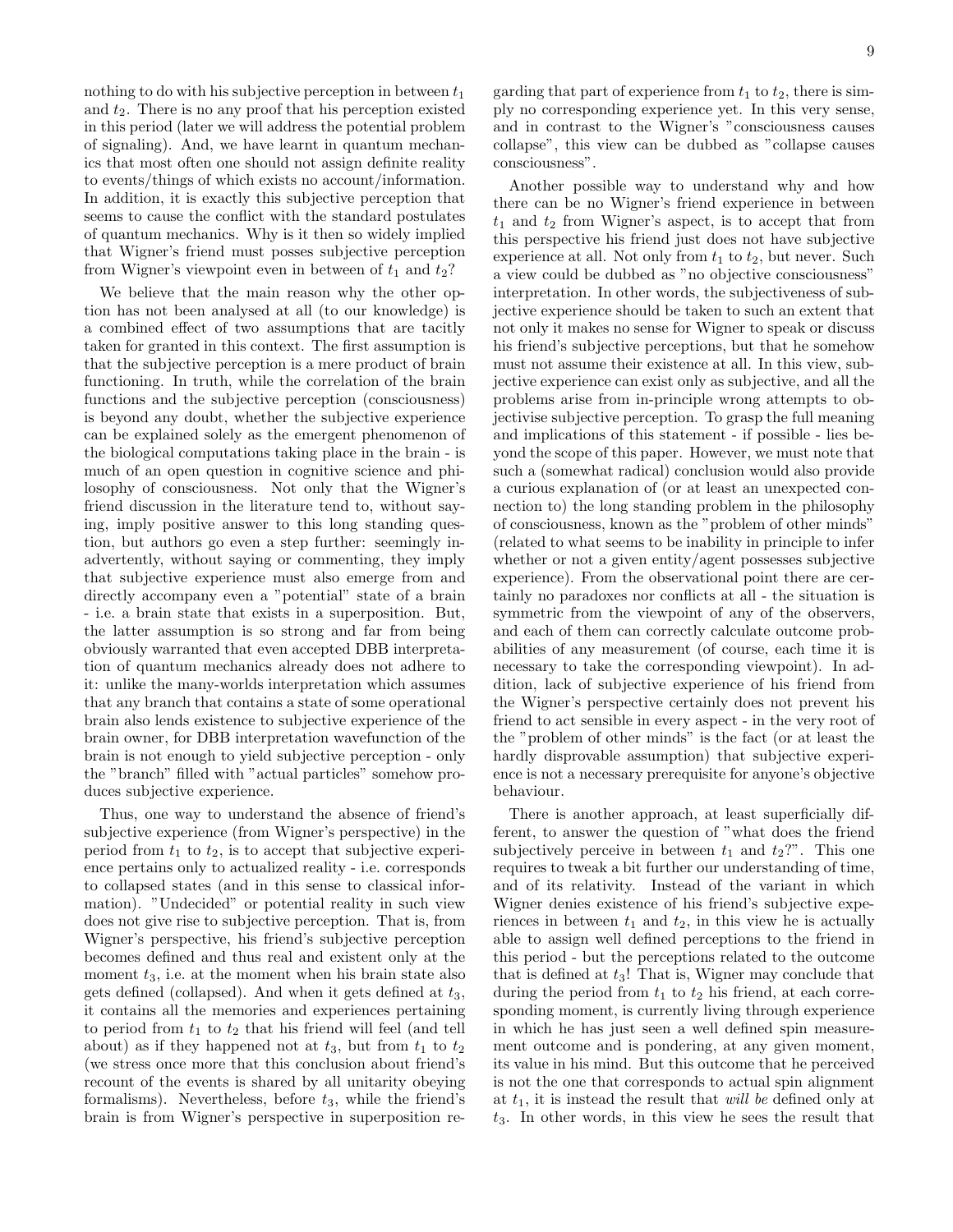nothing to do with his subjective perception in between $t_1$ and $t_2$. There is no any proof that his perception existed in this period (later we will address the potential problem of signaling). And, we have learnt in quantum mechanics that most often one should not assign definite reality to events/things of which exists no account/information. In addition, it is exactly this subjective perception that seems to cause the conflict with the standard postulates of quantum mechanics. Why is it then so widely implied that Wigner's friend must posses subjective perception from Wigner's viewpoint even in between of $t_1$ and $t_2$?

We believe that the main reason why the other option has not been analysed at all (to our knowledge) is a combined effect of two assumptions that are tacitly taken for granted in this context. The first assumption is that the subjective perception is a mere product of brain functioning. In truth, while the correlation of the brain functions and the subjective perception (consciousness) is beyond any doubt, whether the subjective experience can be explained solely as the emergent phenomenon of the biological computations taking place in the brain - is much of an open question in cognitive science and philosophy of consciousness. Not only that the Wigner's friend discussion in the literature tend to, without saying, imply positive answer to this long standing question, but authors go even a step further: seemingly inadvertently, without saying or commenting, they imply that subjective experience must also emerge from and directly accompany even a "potential" state of a brain - i.e. a brain state that exists in a superposition. But, the latter assumption is so strong and far from being obviously warranted that even accepted DBB interpretation of quantum mechanics already does not adhere to it: unlike the many-worlds interpretation which assumes that any branch that contains a state of some operational brain also lends existence to subjective experience of the brain owner, for DBB interpretation wavefunction of the brain is not enough to yield subjective perception - only the "branch" filled with "actual particles" somehow produces subjective experience.

Thus, one way to understand the absence of friend's subjective experience (from Wigner's perspective) in the period from $t_1$ to $t_2$, is to accept that subjective experience pertains only to actualized reality - i.e. corresponds to collapsed states (and in this sense to classical information). "Undecided" or potential reality in such view does not give rise to subjective perception. That is, from Wigner's perspective, his friend's subjective perception becomes defined and thus real and existent only at the moment $t_3$, i.e. at the moment when his brain state also gets defined (collapsed). And when it gets defined at $t_3$, it contains all the memories and experiences pertaining to period from $t_1$ to $t_2$ that his friend will feel (and tell about) as if they happened not at $t_3$, but from $t_1$ to $t_2$ (we stress once more that this conclusion about friend's recount of the events is shared by all unitarity obeying formalisms). Nevertheless, before $t_3$, while the friend's brain is from Wigner's perspective in superposition regarding that part of experience from $t_1$ to $t_2$, there is simply no corresponding experience yet. In this very sense, and in contrast to the Wigner's "consciousness causes collapse", this view can be dubbed as "collapse causes consciousness".

Another possible way to understand why and how there can be no Wigner's friend experience in between $t_1$ and $t_2$ from Wigner's aspect, is to accept that from this perspective his friend just does not have subjective experience at all. Not only from $t_1$ to $t_2$, but never. Such a view could be dubbed as "no objective consciousness" interpretation. In other words, the subjectiveness of subjective experience should be taken to such an extent that not only it makes no sense for Wigner to speak or discuss his friend's subjective perceptions, but that he somehow must not assume their existence at all. In this view, subjective experience can exist only as subjective, and all the problems arise from in-principle wrong attempts to objectivise subjective perception. To grasp the full meaning and implications of this statement - if possible - lies beyond the scope of this paper. However, we must note that such a (somewhat radical) conclusion would also provide a curious explanation of (or at least an unexpected connection to) the long standing problem in the philosophy of consciousness, known as the "problem of other minds" (related to what seems to be inability in principle to infer whether or not a given entity/agent possesses subjective experience). From the observational point there are certainly no paradoxes nor conflicts at all - the situation is symmetric from the viewpoint of any of the observers, and each of them can correctly calculate outcome probabilities of any measurement (of course, each time it is necessary to take the corresponding viewpoint). In addition, lack of subjective experience of his friend from the Wigner's perspective certainly does not prevent his friend to act sensible in every aspect - in the very root of the "problem of other minds" is the fact (or at least the hardly disprovable assumption) that subjective experience is not a necessary prerequisite for anyone's objective behaviour.

There is another approach, at least superficially different, to answer the question of "what does the friend subjectively perceive in between $t_1$ and $t_2$?". This one requires to tweak a bit further our understanding of time, and of its relativity. Instead of the variant in which Wigner denies existence of his friend's subjective experiences in between $t_1$ and $t_2$, in this view he is actually able to assign well defined perceptions to the friend in this period - but the perceptions related to the outcome that is defined at $t_3$! That is, Wigner may conclude that during the period from $t_1$ to $t_2$ his friend, at each corresponding moment, is currently living through experience in which he has just seen a well defined spin measurement outcome and is pondering, at any given moment, its value in his mind. But this outcome that he perceived is not the one that corresponds to actual spin alignment at $t_1$, it is instead the result that *will be* defined only at $t_3$. In other words, in this view he sees the result that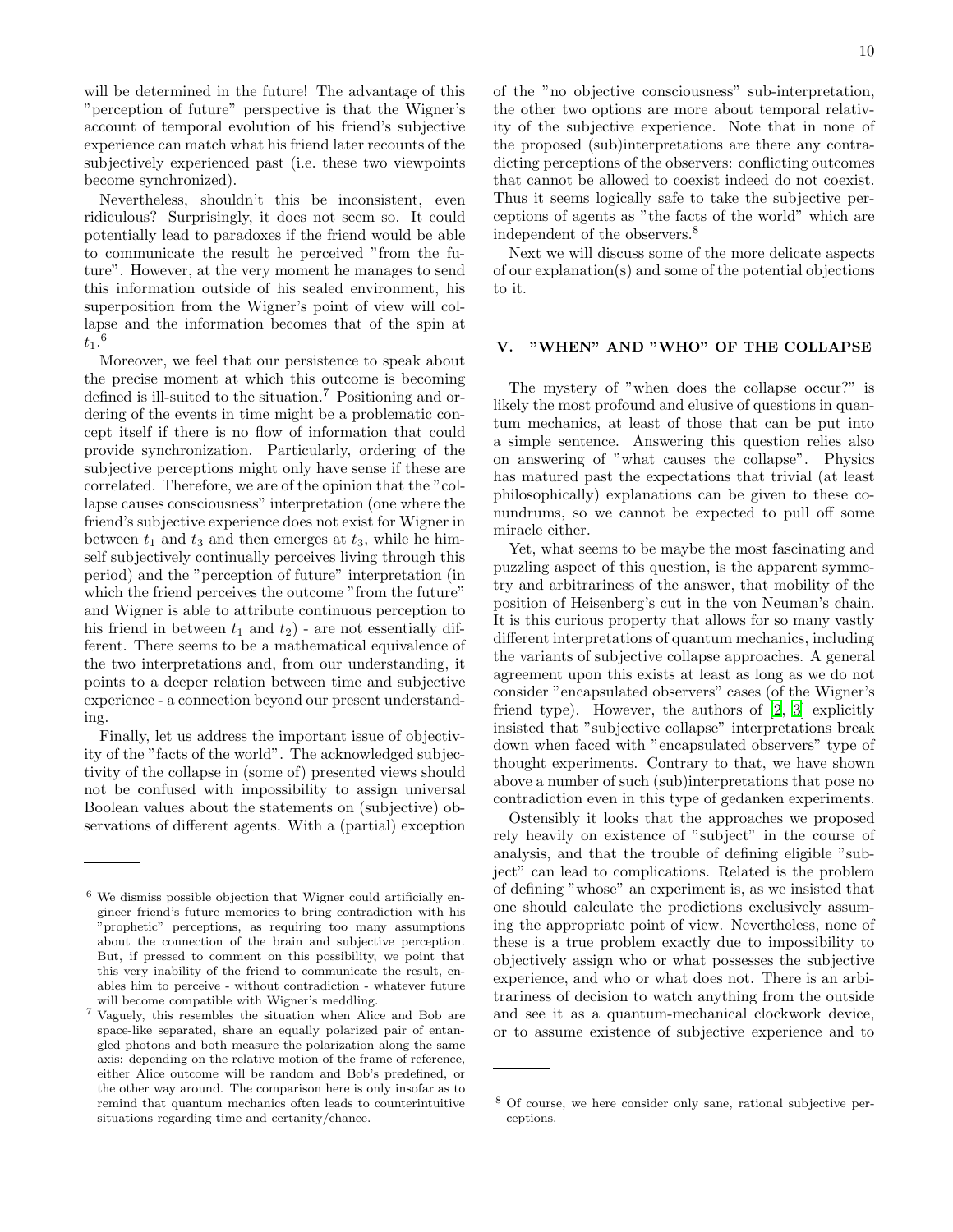will be determined in the future! The advantage of this "perception of future" perspective is that the Wigner's account of temporal evolution of his friend's subjective experience can match what his friend later recounts of the subjectively experienced past (i.e. these two viewpoints become synchronized).

Nevertheless, shouldn't this be inconsistent, even ridiculous? Surprisingly, it does not seem so. It could potentially lead to paradoxes if the friend would be able to communicate the result he perceived "from the future". However, at the very moment he manages to send this information outside of his sealed environment, his superposition from the Wigner's point of view will collapse and the information becomes that of the spin at $t_1$.[6]

Moreover, we feel that our persistence to speak about the precise moment at which this outcome is becoming defined is ill-suited to the situation.[7] Positioning and ordering of the events in time might be a problematic concept itself if there is no flow of information that could provide synchronization. Particularly, ordering of the subjective perceptions might only have sense if these are correlated. Therefore, we are of the opinion that the "collapse causes consciousness" interpretation (one where the friend's subjective experience does not exist for Wigner in between $t_1$ and $t_3$ and then emerges at $t_3$, while he himself subjectively continually perceives living through this period) and the "perception of future" interpretation (in which the friend perceives the outcome "from the future" and Wigner is able to attribute continuous perception to his friend in between $t_1$ and $t_2$) - are not essentially different. There seems to be a mathematical equivalence of the two interpretations and, from our understanding, it points to a deeper relation between time and subjective experience - a connection beyond our present understanding.

Finally, let us address the important issue of objectivity of the "facts of the world". The acknowledged subjectivity of the collapse in (some of) presented views should not be confused with impossibility to assign universal Boolean values about the statements on (subjective) observations of different agents. With a (partial) exception of the "no objective consciousness" sub-interpretation, the other two options are more about temporal relativity of the subjective experience. Note that in none of the proposed (sub)interpretations are there any contradicting perceptions of the observers: conflicting outcomes that cannot be allowed to coexist indeed do not coexist. Thus it seems logically safe to take the subjective perceptions of agents as "the facts of the world" which are independent of the observers.[8]

Next we will discuss some of the more delicate aspects of our explanation(s) and some of the potential objections to it.

## V. "WHEN" AND "WHO" OF THE COLLAPSE

The mystery of "when does the collapse occur?" is likely the most profound and elusive of questions in quantum mechanics, at least of those that can be put into a simple sentence. Answering this question relies also on answering of "what causes the collapse". Physics has matured past the expectations that trivial (at least philosophically) explanations can be given to these conundrums, so we cannot be expected to pull off some miracle either.

Yet, what seems to be maybe the most fascinating and puzzling aspect of this question, is the apparent symmetry and arbitrariness of the answer, that mobility of the position of Heisenberg's cut in the von Neuman's chain. It is this curious property that allows for so many vastly different interpretations of quantum mechanics, including the variants of subjective collapse approaches. A general agreement upon this exists at least as long as we do not consider "encapsulated observers" cases (of the Wigner's friend type). However, the authors of [2, 3] explicitly insisted that "subjective collapse" interpretations break down when faced with "encapsulated observers" type of thought experiments. Contrary to that, we have shown above a number of such (sub)interpretations that pose no contradiction even in this type of gedanken experiments.

Ostensibly it looks that the approaches we proposed rely heavily on existence of "subject" in the course of analysis, and that the trouble of defining eligible "subject" can lead to complications. Related is the problem of defining "whose" an experiment is, as we insisted that one should calculate the predictions exclusively assuming the appropriate point of view. Nevertheless, none of these is a true problem exactly due to impossibility to objectively assign who or what possesses the subjective experience, and who or what does not. There is an arbitrariness of decision to watch anything from the outside and see it as a quantum-mechanical clockwork device, or to assume existence of subjective experience and to

---

[6] We dismiss possible objection that Wigner could artificially engineer friend's future memories to bring contradiction with his "prophetic" perceptions, as requiring too many assumptions about the connection of the brain and subjective perception. But, if pressed to comment on this possibility, we point that this very inability of the friend to communicate the result, enables him to perceive - without contradiction - whatever future will become compatible with Wigner's meddling.

[7] Vaguely, this resembles the situation when Alice and Bob are space-like separated, share an equally polarized pair of entangled photons and both measure the polarization along the same axis: depending on the relative motion of the frame of reference, either Alice outcome will be random and Bob's predefined, or the other way around. The comparison here is only insofar as to remind that quantum mechanics often leads to counterintuitive situations regarding time and certanity/chance.

[8] Of course, we here consider only sane, rational subjective perceptions.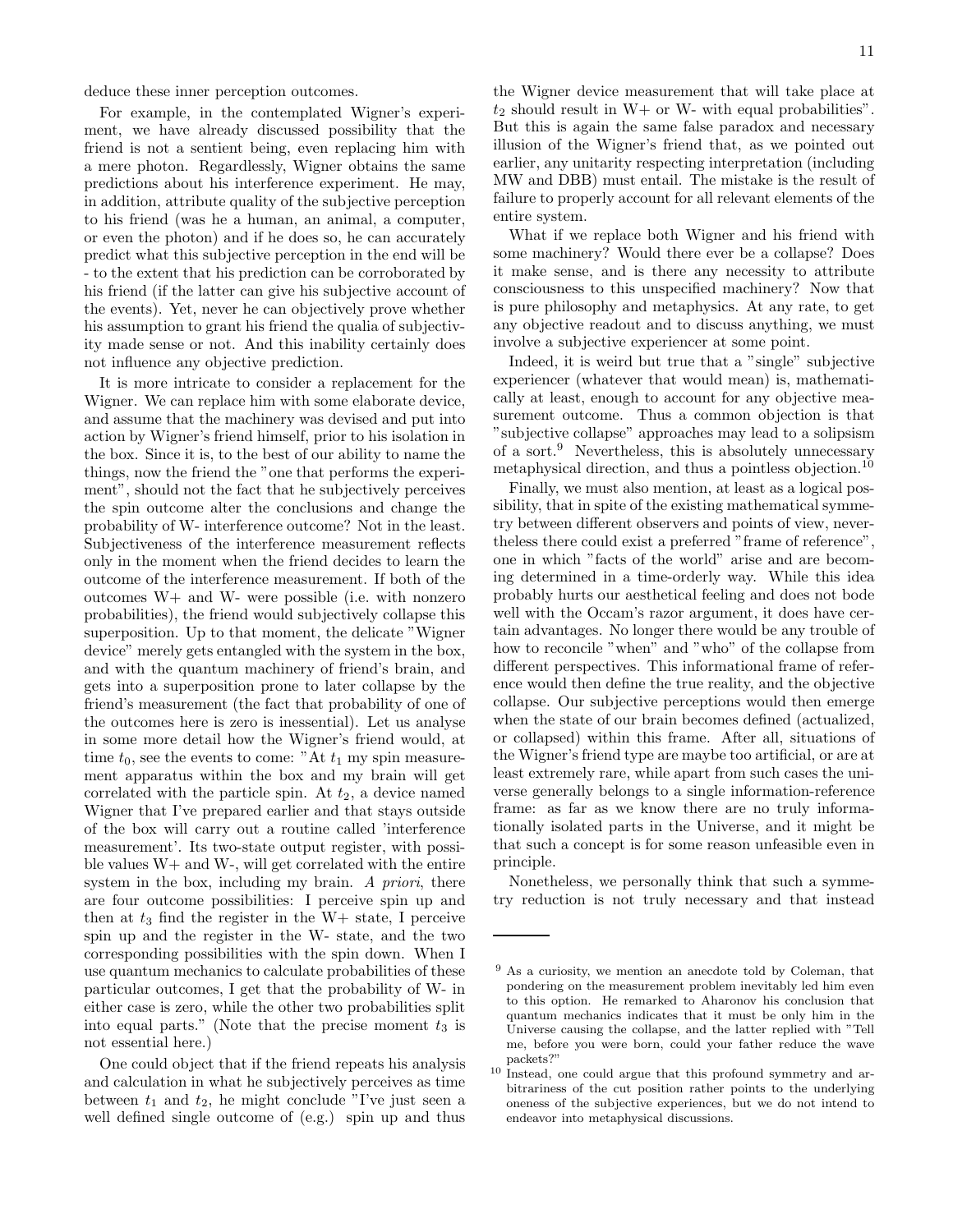deduce these inner perception outcomes.

For example, in the contemplated Wigner's experiment, we have already discussed possibility that the friend is not a sentient being, even replacing him with a mere photon. Regardless, Wigner obtains the same predictions about his interference experiment. He may, in addition, attribute quality of the subjective perception to his friend (was he a human, an animal, a computer, or even the photon) and if he does so, he can accurately predict what this subjective perception in the end will be - to the extent that his prediction can be corroborated by his friend (if the latter can give his subjective account of the events). Yet, never he can objectively prove whether his assumption to grant his friend the qualia of subjectivity made sense or not. And this inability certainly does not influence any objective prediction.

It is more intricate to consider a replacement for the Wigner. We can replace him with some elaborate device, and assume that the machinery was devised and put into action by Wigner's friend himself, prior to his isolation in the box. Since it is, to the best of our ability to name the things, now the friend the "one that performs the experiment", should not the fact that he subjectively perceives the spin outcome alter the conclusions and change the probability of W- interference outcome? Not in the least. Subjectiveness of the interference measurement reflects only in the moment when the friend decides to learn the outcome of the interference measurement. If both of the outcomes W+ and W- were possible (i.e. with nonzero probabilities), the friend would subjectively collapse this superposition. Up to that moment, the delicate "Wigner device" merely gets entangled with the system in the box, and with the quantum machinery of friend's brain, and gets into a superposition prone to later collapse by the friend's measurement (the fact that probability of one of the outcomes here is zero is inessential). Let us analyse in some more detail how the Wigner's friend would, at time $t_0$, see the events to come: "At $t_1$ my spin measurement apparatus within the box and my brain will get correlated with the particle spin. At $t_2$, a device named Wigner that I've prepared earlier and that stays outside of the box will carry out a routine called 'interference measurement'. Its two-state output register, with possible values W+ and W-, will get correlated with the entire system in the box, including my brain. *A priori*, there are four outcome possibilities: I perceive spin up and then at $t_3$ find the register in the W+ state, I perceive spin up and the register in the W- state, and the two corresponding possibilities with the spin down. When I use quantum mechanics to calculate probabilities of these particular outcomes, I get that the probability of W- in either case is zero, while the other two probabilities split into equal parts." (Note that the precise moment $t_3$ is not essential here.)

One could object that if the friend repeats his analysis and calculation in what he subjectively perceives as time between $t_1$ and $t_2$, he might conclude "I've just seen a well defined single outcome of (e.g.) spin up and thus the Wigner device measurement that will take place at $t_2$ should result in W+ or W- with equal probabilities". But this is again the same false paradox and necessary illusion of the Wigner's friend that, as we pointed out earlier, any unitarity respecting interpretation (including MW and DBB) must entail. The mistake is the result of failure to properly account for all relevant elements of the entire system.

What if we replace both Wigner and his friend with some machinery? Would there ever be a collapse? Does it make sense, and is there any necessity to attribute consciousness to this unspecified machinery? Now that is pure philosophy and metaphysics. At any rate, to get any objective readout and to discuss anything, we must involve a subjective experiencer at some point.

Indeed, it is weird but true that a "single" subjective experiencer (whatever that would mean) is, mathematically at least, enough to account for any objective measurement outcome. Thus a common objection is that "subjective collapse" approaches may lead to a solipsism of a sort.[9] Nevertheless, this is absolutely unnecessary metaphysical direction, and thus a pointless objection.[10]

Finally, we must also mention, at least as a logical possibility, that in spite of the existing mathematical symmetry between different observers and points of view, nevertheless there could exist a preferred "frame of reference", one in which "facts of the world" arise and are becoming determined in a time-orderly way. While this idea probably hurts our aesthetical feeling and does not bode well with the Occam's razor argument, it does have certain advantages. No longer there would be any trouble of how to reconcile "when" and "who" of the collapse from different perspectives. This informational frame of reference would then define the true reality, and the objective collapse. Our subjective perceptions would then emerge when the state of our brain becomes defined (actualized, or collapsed) within this frame. After all, situations of the Wigner's friend type are maybe too artificial, or are at least extremely rare, while apart from such cases the universe generally belongs to a single information-reference frame: as far as we know there are no truly informationally isolated parts in the Universe, and it might be that such a concept is for some reason unfeasible even in principle.

Nonetheless, we personally think that such a symmetry reduction is not truly necessary and that instead

[9] As a curiosity, we mention an anecdote told by Coleman, that pondering on the measurement problem inevitably led him even to this option. He remarked to Aharonov his conclusion that quantum mechanics indicates that it must be only him in the Universe causing the collapse, and the latter replied with "Tell me, before you were born, could your father reduce the wave packets?"

[10] Instead, one could argue that this profound symmetry and arbitrariness of the cut position rather points to the underlying oneness of the subjective experiences, but we do not intend to endeavor into metaphysical discussions.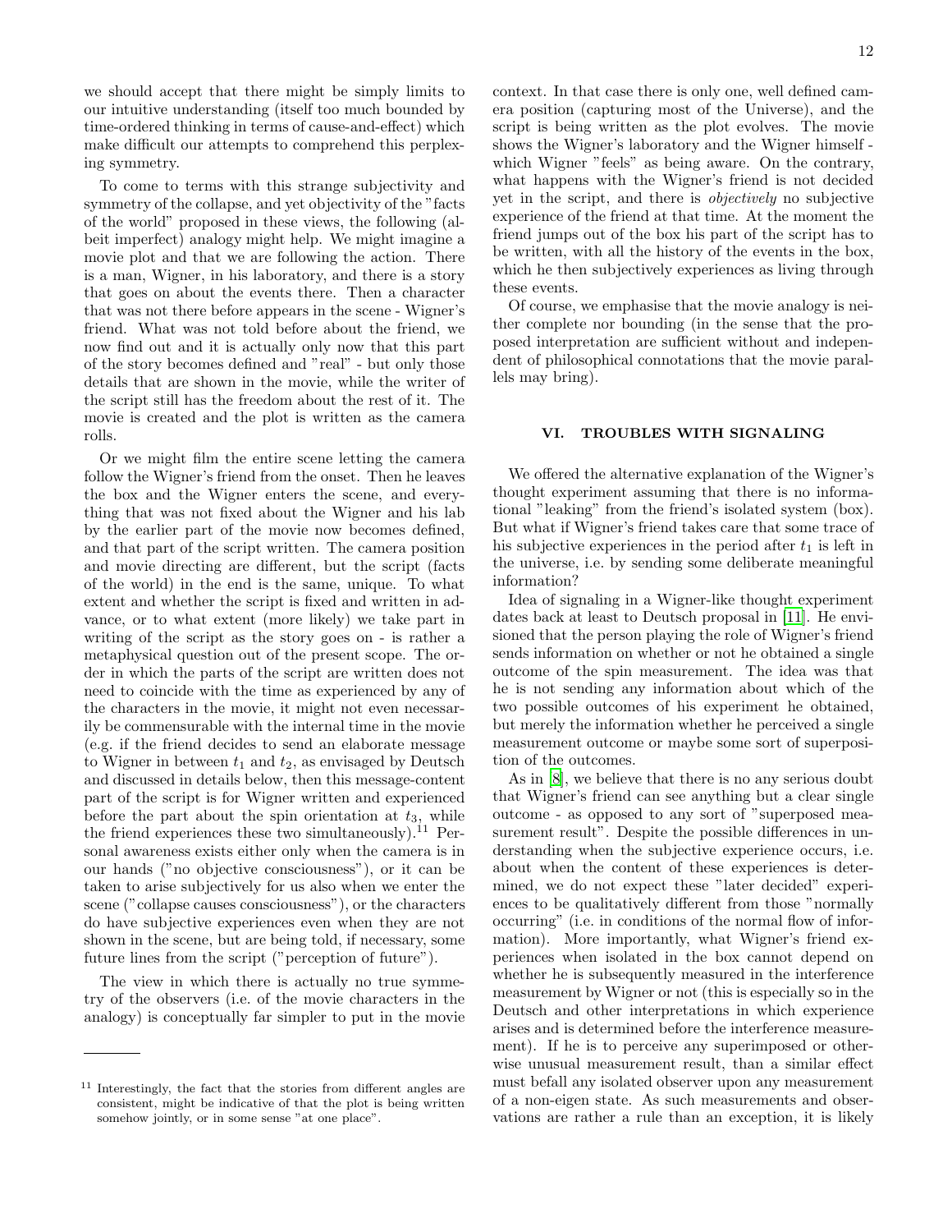we should accept that there might be simply limits to our intuitive understanding (itself too much bounded by time-ordered thinking in terms of cause-and-effect) which make difficult our attempts to comprehend this perplexing symmetry.

To come to terms with this strange subjectivity and symmetry of the collapse, and yet objectivity of the "facts of the world" proposed in these views, the following (albeit imperfect) analogy might help. We might imagine a movie plot and that we are following the action. There is a man, Wigner, in his laboratory, and there is a story that goes on about the events there. Then a character that was not there before appears in the scene - Wigner's friend. What was not told before about the friend, we now find out and it is actually only now that this part of the story becomes defined and "real" - but only those details that are shown in the movie, while the writer of the script still has the freedom about the rest of it. The movie is created and the plot is written as the camera rolls.

Or we might film the entire scene letting the camera follow the Wigner's friend from the onset. Then he leaves the box and the Wigner enters the scene, and everything that was not fixed about the Wigner and his lab by the earlier part of the movie now becomes defined, and that part of the script written. The camera position and movie directing are different, but the script (facts of the world) in the end is the same, unique. To what extent and whether the script is fixed and written in advance, or to what extent (more likely) we take part in writing of the script as the story goes on - is rather a metaphysical question out of the present scope. The order in which the parts of the script are written does not need to coincide with the time as experienced by any of the characters in the movie, it might not even necessarily be commensurable with the internal time in the movie (e.g. if the friend decides to send an elaborate message to Wigner in between $t_1$ and $t_2$, as envisaged by Deutsch and discussed in details below, then this message-content part of the script is for Wigner written and experienced before the part about the spin orientation at $t_3$, while the friend experiences these two simultaneously).[11] Personal awareness exists either only when the camera is in our hands ("no objective consciousness"), or it can be taken to arise subjectively for us also when we enter the scene ("collapse causes consciousness"), or the characters do have subjective experiences even when they are not shown in the scene, but are being told, if necessary, some future lines from the script ("perception of future").

The view in which there is actually no true symmetry of the observers (i.e. of the movie characters in the analogy) is conceptually far simpler to put in the movie context. In that case there is only one, well defined camera position (capturing most of the Universe), and the script is being written as the plot evolves. The movie shows the Wigner's laboratory and the Wigner himself - which Wigner "feels" as being aware. On the contrary, what happens with the Wigner's friend is not decided yet in the script, and there is *objectively* no subjective experience of the friend at that time. At the moment the friend jumps out of the box his part of the script has to be written, with all the history of the events in the box, which he then subjectively experiences as living through these events.

Of course, we emphasise that the movie analogy is neither complete nor bounding (in the sense that the proposed interpretation are sufficient without and independent of philosophical connotations that the movie parallels may bring).

## VI. TROUBLES WITH SIGNALING

We offered the alternative explanation of the Wigner's thought experiment assuming that there is no informational "leaking" from the friend's isolated system (box). But what if Wigner's friend takes care that some trace of his subjective experiences in the period after $t_1$ is left in the universe, i.e. by sending some deliberate meaningful information?

Idea of signaling in a Wigner-like thought experiment dates back at least to Deutsch proposal in [11]. He envisioned that the person playing the role of Wigner's friend sends information on whether or not he obtained a single outcome of the spin measurement. The idea was that he is not sending any information about which of the two possible outcomes of his experiment he obtained, but merely the information whether he perceived a single measurement outcome or maybe some sort of superposition of the outcomes.

As in [8], we believe that there is no any serious doubt that Wigner's friend can see anything but a clear single outcome - as opposed to any sort of "superposed measurement result". Despite the possible differences in understanding when the subjective experience occurs, i.e. about when the content of these experiences is determined, we do not expect these "later decided" experiences to be qualitatively different from those "normally occurring" (i.e. in conditions of the normal flow of information). More importantly, what Wigner's friend experiences when isolated in the box cannot depend on whether he is subsequently measured in the interference measurement by Wigner or not (this is especially so in the Deutsch and other interpretations in which experience arises and is determined before the interference measurement). If he is to perceive any superimposed or otherwise unusual measurement result, than a similar effect must befall any isolated observer upon any measurement of a non-eigen state. As such measurements and observations are rather a rule than an exception, it is likely

[11] Interestingly, the fact that the stories from different angles are consistent, might be indicative of that the plot is being written somehow jointly, or in some sense "at one place".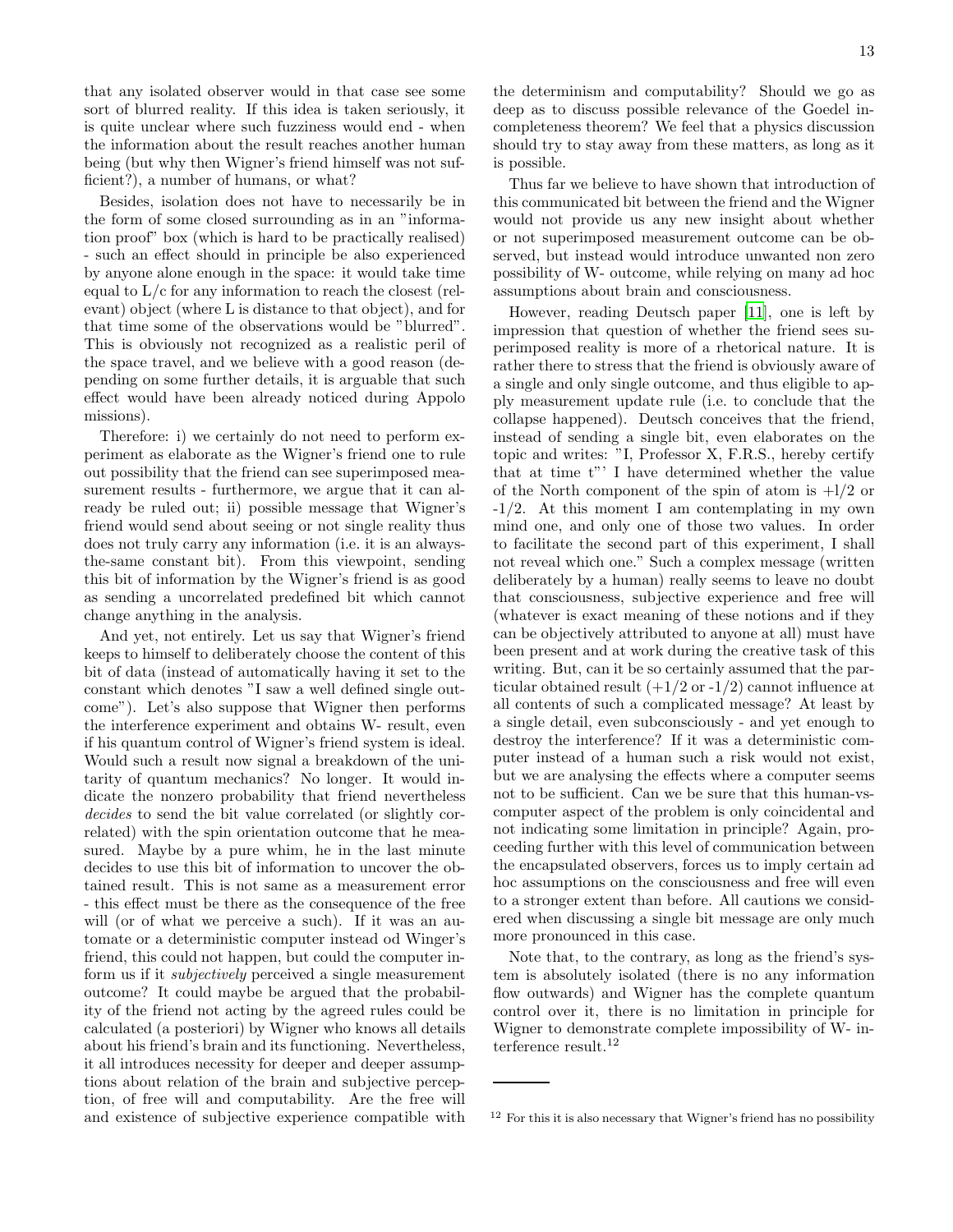that any isolated observer would in that case see some sort of blurred reality. If this idea is taken seriously, it is quite unclear where such fuzziness would end - when the information about the result reaches another human being (but why then Wigner's friend himself was not sufficient?), a number of humans, or what?

Besides, isolation does not have to necessarily be in the form of some closed surrounding as in an "information proof" box (which is hard to be practically realised) - such an effect should in principle be also experienced by anyone alone enough in the space: it would take time equal to L/c for any information to reach the closest (relevant) object (where L is distance to that object), and for that time some of the observations would be "blurred". This is obviously not recognized as a realistic peril of the space travel, and we believe with a good reason (depending on some further details, it is arguable that such effect would have been already noticed during Appolo missions).

Therefore: i) we certainly do not need to perform experiment as elaborate as the Wigner's friend one to rule out possibility that the friend can see superimposed measurement results - furthermore, we argue that it can already be ruled out; ii) possible message that Wigner's friend would send about seeing or not single reality thus does not truly carry any information (i.e. it is an always-the-same constant bit). From this viewpoint, sending this bit of information by the Wigner's friend is as good as sending a uncorrelated predefined bit which cannot change anything in the analysis.

And yet, not entirely. Let us say that Wigner's friend keeps to himself to deliberately choose the content of this bit of data (instead of automatically having it set to the constant which denotes "I saw a well defined single outcome"). Let's also suppose that Wigner then performs the interference experiment and obtains W- result, even if his quantum control of Wigner's friend system is ideal. Would such a result now signal a breakdown of the unitarity of quantum mechanics? No longer. It would indicate the nonzero probability that friend nevertheless *decides* to send the bit value correlated (or slightly correlated) with the spin orientation outcome that he measured. Maybe by a pure whim, he in the last minute decides to use this bit of information to uncover the obtained result. This is not same as a measurement error - this effect must be there as the consequence of the free will (or of what we perceive a such). If it was an automate or a deterministic computer instead od Winger's friend, this could not happen, but could the computer inform us if it *subjectively* perceived a single measurement outcome? It could maybe be argued that the probability of the friend not acting by the agreed rules could be calculated (a posteriori) by Wigner who knows all details about his friend's brain and its functioning. Nevertheless, it all introduces necessity for deeper and deeper assumptions about relation of the brain and subjective perception, of free will and computability. Are the free will and existence of subjective experience compatible with the determinism and computability? Should we go as deep as to discuss possible relevance of the Goedel incompleteness theorem? We feel that a physics discussion should try to stay away from these matters, as long as it is possible.

Thus far we believe to have shown that introduction of this communicated bit between the friend and the Wigner would not provide us any new insight about whether or not superimposed measurement outcome can be observed, but instead would introduce unwanted non zero possibility of W- outcome, while relying on many ad hoc assumptions about brain and consciousness.

However, reading Deutsch paper [11], one is left by impression that question of whether the friend sees superimposed reality is more of a rhetorical nature. It is rather there to stress that the friend is obviously aware of a single and only single outcome, and thus eligible to apply measurement update rule (i.e. to conclude that the collapse happened). Deutsch conceives that the friend, instead of sending a single bit, even elaborates on the topic and writes: "I, Professor X, F.R.S., hereby certify that at time t"' I have determined whether the value of the North component of the spin of atom is +1/2 or -1/2. At this moment I am contemplating in my own mind one, and only one of those two values. In order to facilitate the second part of this experiment, I shall not reveal which one." Such a complex message (written deliberately by a human) really seems to leave no doubt that consciousness, subjective experience and free will (whatever is exact meaning of these notions and if they can be objectively attributed to anyone at all) must have been present and at work during the creative task of this writing. But, can it be so certainly assumed that the particular obtained result (+1/2 or -1/2) cannot influence at all contents of such a complicated message? At least by a single detail, even subconsciously - and yet enough to destroy the interference? If it was a deterministic computer instead of a human such a risk would not exist, but we are analysing the effects where a computer seems not to be sufficient. Can we be sure that this human-vs-computer aspect of the problem is only coincidental and not indicating some limitation in principle? Again, proceeding further with this level of communication between the encapsulated observers, forces us to imply certain ad hoc assumptions on the consciousness and free will even to a stronger extent than before. All cautions we considered when discussing a single bit message are only much more pronounced in this case.

Note that, to the contrary, as long as the friend's system is absolutely isolated (there is no any information flow outwards) and Wigner has the complete quantum control over it, there is no limitation in principle for Wigner to demonstrate complete impossibility of W- interference result.[12]

---

[12] For this it is also necessary that Wigner's friend has no possibility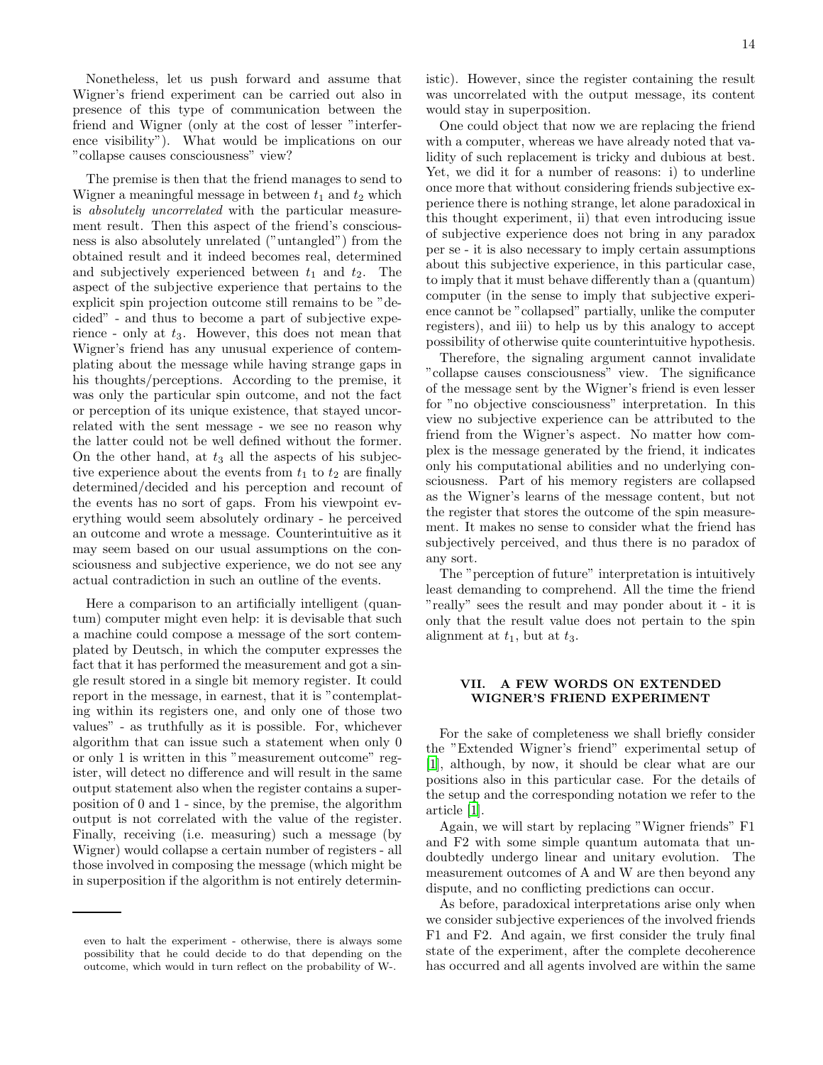Nonetheless, let us push forward and assume that Wigner's friend experiment can be carried out also in presence of this type of communication between the friend and Wigner (only at the cost of lesser "interference visibility"). What would be implications on our "collapse causes consciousness" view?

The premise is then that the friend manages to send to Wigner a meaningful message in between $t_1$ and $t_2$ which is *absolutely uncorrelated* with the particular measurement result. Then this aspect of the friend's consciousness is also absolutely unrelated ("untangled") from the obtained result and it indeed becomes real, determined and subjectively experienced between $t_1$ and $t_2$. The aspect of the subjective experience that pertains to the explicit spin projection outcome still remains to be "decided" - and thus to become a part of subjective experience - only at $t_3$. However, this does not mean that Wigner's friend has any unusual experience of contemplating about the message while having strange gaps in his thoughts/perceptions. According to the premise, it was only the particular spin outcome, and not the fact or perception of its unique existence, that stayed uncorrelated with the sent message - we see no reason why the latter could not be well defined without the former. On the other hand, at $t_3$ all the aspects of his subjective experience about the events from $t_1$ to $t_2$ are finally determined/decided and his perception and recount of the events has no sort of gaps. From his viewpoint everything would seem absolutely ordinary - he perceived an outcome and wrote a message. Counterintuitive as it may seem based on our usual assumptions on the consciousness and subjective experience, we do not see any actual contradiction in such an outline of the events.

Here a comparison to an artificially intelligent (quantum) computer might even help: it is devisable that such a machine could compose a message of the sort contemplated by Deutsch, in which the computer expresses the fact that it has performed the measurement and got a single result stored in a single bit memory register. It could report in the message, in earnest, that it is "contemplating within its registers one, and only one of those two values" - as truthfully as it is possible. For, whichever algorithm that can issue such a statement when only 0 or only 1 is written in this "measurement outcome" register, will detect no difference and will result in the same output statement also when the register contains a superposition of 0 and 1 - since, by the premise, the algorithm output is not correlated with the value of the register. Finally, receiving (i.e. measuring) such a message (by Wigner) would collapse a certain number of registers - all those involved in composing the message (which might be in superposition if the algorithm is not entirely deterministic). However, since the register containing the result was uncorrelated with the output message, its content would stay in superposition.

One could object that now we are replacing the friend with a computer, whereas we have already noted that validity of such replacement is tricky and dubious at best. Yet, we did it for a number of reasons: i) to underline once more that without considering friends subjective experience there is nothing strange, let alone paradoxical in this thought experiment, ii) that even introducing issue of subjective experience does not bring in any paradox per se - it is also necessary to imply certain assumptions about this subjective experience, in this particular case, to imply that it must behave differently than a (quantum) computer (in the sense to imply that subjective experience cannot be "collapsed" partially, unlike the computer registers), and iii) to help us by this analogy to accept possibility of otherwise quite counterintuitive hypothesis.

Therefore, the signaling argument cannot invalidate "collapse causes consciousness" view. The significance of the message sent by the Wigner's friend is even lesser for "no objective consciousness" interpretation. In this view no subjective experience can be attributed to the friend from the Wigner's aspect. No matter how complex is the message generated by the friend, it indicates only his computational abilities and no underlying consciousness. Part of his memory registers are collapsed as the Wigner's learns of the message content, but not the register that stores the outcome of the spin measurement. It makes no sense to consider what the friend has subjectively perceived, and thus there is no paradox of any sort.

The "perception of future" interpretation is intuitively least demanding to comprehend. All the time the friend "really" sees the result and may ponder about it - it is only that the result value does not pertain to the spin alignment at $t_1$, but at $t_3$.

## VII. A FEW WORDS ON EXTENDED WIGNER'S FRIEND EXPERIMENT

For the sake of completeness we shall briefly consider the "Extended Wigner's friend" experimental setup of [1], although, by now, it should be clear what are our positions also in this particular case. For the details of the setup and the corresponding notation we refer to the article [1].

Again, we will start by replacing "Wigner friends" F1 and F2 with some simple quantum automata that undoubtedly undergo linear and unitary evolution. The measurement outcomes of A and W are then beyond any dispute, and no conflicting predictions can occur.

As before, paradoxical interpretations arise only when we consider subjective experiences of the involved friends F1 and F2. And again, we first consider the truly final state of the experiment, after the complete decoherence has occurred and all agents involved are within the same

even to halt the experiment - otherwise, there is always some possibility that he could decide to do that depending on the outcome, which would in turn reflect on the probability of W-.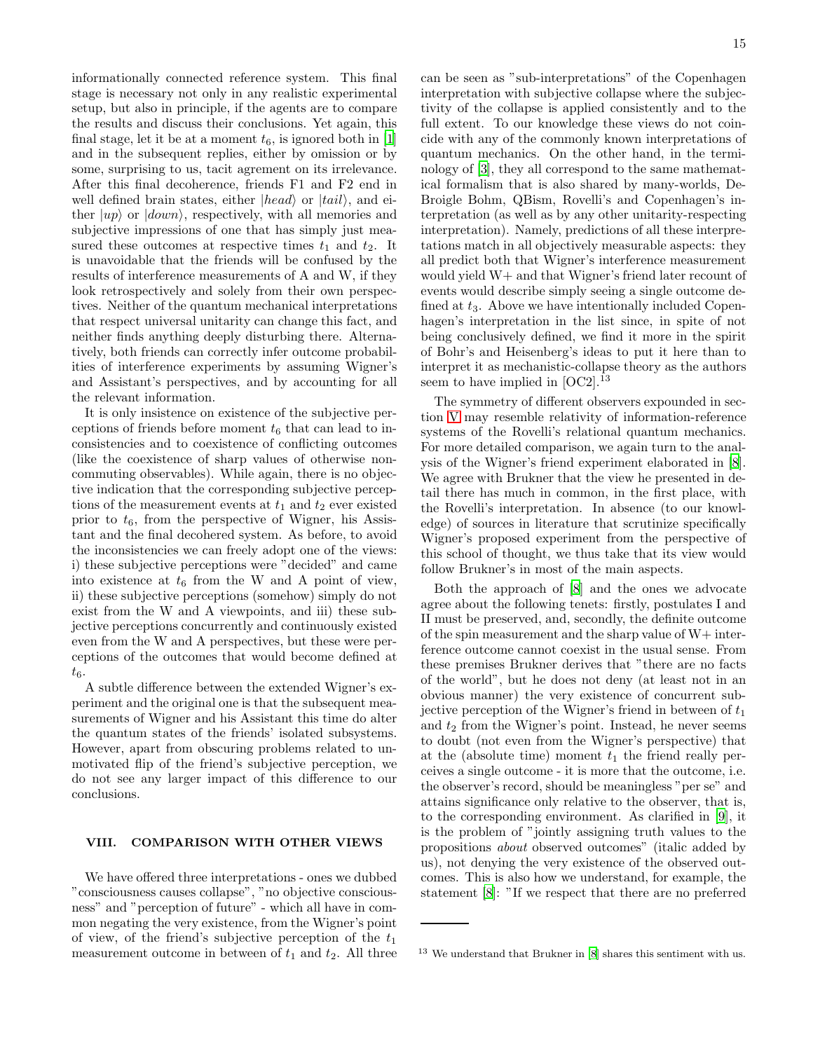informationally connected reference system. This final stage is necessary not only in any realistic experimental setup, but also in principle, if the agents are to compare the results and discuss their conclusions. Yet again, this final stage, let it be at a moment $t_6$, is ignored both in [1] and in the subsequent replies, either by omission or by some, surprising to us, tacit agrement on its irrelevance. After this final decoherence, friends F1 and F2 end in well defined brain states, either $|head\rangle$ or $|tail\rangle$, and either $|up\rangle$ or $|down\rangle$, respectively, with all memories and subjective impressions of one that has simply just measured these outcomes at respective times $t_1$ and $t_2$. It is unavoidable that the friends will be confused by the results of interference measurements of A and W, if they look retrospectively and solely from their own perspectives. Neither of the quantum mechanical interpretations that respect universal unitarity can change this fact, and neither finds anything deeply disturbing there. Alternatively, both friends can correctly infer outcome probabilities of interference experiments by assuming Wigner's and Assistant's perspectives, and by accounting for all the relevant information.

It is only insistence on existence of the subjective perceptions of friends before moment $t_6$ that can lead to inconsistencies and to coexistence of conflicting outcomes (like the coexistence of sharp values of otherwise noncommuting observables). While again, there is no objective indication that the corresponding subjective perceptions of the measurement events at $t_1$ and $t_2$ ever existed prior to $t_6$, from the perspective of Wigner, his Assistant and the final decohered system. As before, to avoid the inconsistencies we can freely adopt one of the views: i) these subjective perceptions were "decided" and came into existence at $t_6$ from the W and A point of view, ii) these subjective perceptions (somehow) simply do not exist from the W and A viewpoints, and iii) these subjective perceptions concurrently and continuously existed even from the W and A perspectives, but these were perceptions of the outcomes that would become defined at $t_6$.

A subtle difference between the extended Wigner's experiment and the original one is that the subsequent measurements of Wigner and his Assistant this time do alter the quantum states of the friends' isolated subsystems. However, apart from obscuring problems related to unmotivated flip of the friend's subjective perception, we do not see any larger impact of this difference to our conclusions.

## VIII. COMPARISON WITH OTHER VIEWS

We have offered three interpretations - ones we dubbed "consciousness causes collapse", "no objective consciousness" and "perception of future" - which all have in common negating the very existence, from the Wigner's point of view, of the friend's subjective perception of the $t_1$ measurement outcome in between of $t_1$ and $t_2$. All three can be seen as "sub-interpretations" of the Copenhagen interpretation with subjective collapse where the subjectivity of the collapse is applied consistently and to the full extent. To our knowledge these views do not coincide with any of the commonly known interpretations of quantum mechanics. On the other hand, in the terminology of [3], they all correspond to the same mathematical formalism that is also shared by many-worlds, De-Broigle Bohm, QBism, Rovelli's and Copenhagen's interpretation (as well as by any other unitarity-respecting interpretation). Namely, predictions of all these interpretations match in all objectively measurable aspects: they all predict both that Wigner's interference measurement would yield W+ and that Wigner's friend later recount of events would describe simply seeing a single outcome defined at $t_3$. Above we have intentionally included Copenhagen's interpretation in the list since, in spite of not being conclusively defined, we find it more in the spirit of Bohr's and Heisenberg's ideas to put it here than to interpret it as mechanistic-collapse theory as the authors seem to have implied in [OC2].[13]

The symmetry of different observers expounded in section V may resemble relativity of information-reference systems of the Rovelli's relational quantum mechanics. For more detailed comparison, we again turn to the analysis of the Wigner's friend experiment elaborated in [8]. We agree with Brukner that the view he presented in detail there has much in common, in the first place, with the Rovelli's interpretation. In absence (to our knowledge) of sources in literature that scrutinize specifically Wigner's proposed experiment from the perspective of this school of thought, we thus take that its view would follow Brukner's in most of the main aspects.

Both the approach of [8] and the ones we advocate agree about the following tenets: firstly, postulates I and II must be preserved, and, secondly, the definite outcome of the spin measurement and the sharp value of W+ interference outcome cannot coexist in the usual sense. From these premises Brukner derives that "there are no facts of the world", but he does not deny (at least not in an obvious manner) the very existence of concurrent subjective perception of the Wigner's friend in between of $t_1$ and $t_2$ from the Wigner's point. Instead, he never seems to doubt (not even from the Wigner's perspective) that at the (absolute time) moment $t_1$ the friend really perceives a single outcome - it is more that the outcome, i.e. the observer's record, should be meaningless "per se" and attains significance only relative to the observer, that is, to the corresponding environment. As clarified in [9], it is the problem of "jointly assigning truth values to the propositions *about* observed outcomes" (italic added by us), not denying the very existence of the observed outcomes. This is also how we understand, for example, the statement [8]: "If we respect that there are no preferred

[13] We understand that Brukner in [8] shares this sentiment with us.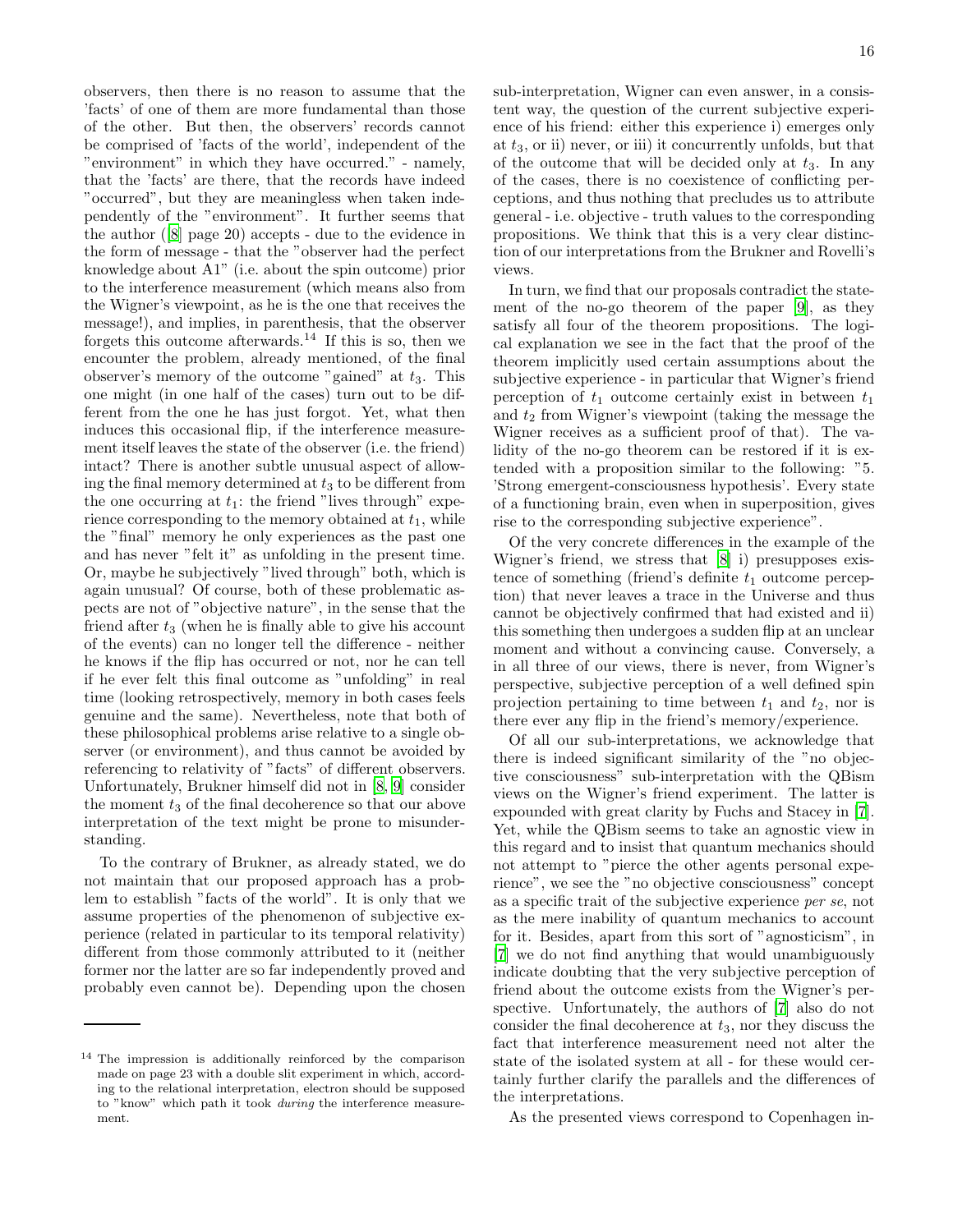observers, then there is no reason to assume that the 'facts' of one of them are more fundamental than those of the other. But then, the observers' records cannot be comprised of 'facts of the world', independent of the "environment" in which they have occurred." - namely, that the 'facts' are there, that the records have indeed "occurred", but they are meaningless when taken independently of the "environment". It further seems that the author ([8] page 20) accepts - due to the evidence in the form of message - that the "observer had the perfect knowledge about A1" (i.e. about the spin outcome) prior to the interference measurement (which means also from the Wigner's viewpoint, as he is the one that receives the message!), and implies, in parenthesis, that the observer forgets this outcome afterwards.[14] If this is so, then we encounter the problem, already mentioned, of the final observer's memory of the outcome "gained" at $t_3$. This one might (in one half of the cases) turn out to be different from the one he has just forgot. Yet, what then induces this occasional flip, if the interference measurement itself leaves the state of the observer (i.e. the friend) intact? There is another subtle unusual aspect of allowing the final memory determined at $t_3$ to be different from the one occurring at $t_1$: the friend "lives through" experience corresponding to the memory obtained at $t_1$, while the "final" memory he only experiences as the past one and has never "felt it" as unfolding in the present time. Or, maybe he subjectively "lived through" both, which is again unusual? Of course, both of these problematic aspects are not of "objective nature", in the sense that the friend after $t_3$ (when he is finally able to give his account of the events) can no longer tell the difference - neither he knows if the flip has occurred or not, nor he can tell if he ever felt this final outcome as "unfolding" in real time (looking retrospectively, memory in both cases feels genuine and the same). Nevertheless, note that both of these philosophical problems arise relative to a single observer (or environment), and thus cannot be avoided by referencing to relativity of "facts" of different observers. Unfortunately, Brukner himself did not in [8, 9] consider the moment $t_3$ of the final decoherence so that our above interpretation of the text might be prone to misunderstanding.

To the contrary of Brukner, as already stated, we do not maintain that our proposed approach has a problem to establish "facts of the world". It is only that we assume properties of the phenomenon of subjective experience (related in particular to its temporal relativity) different from those commonly attributed to it (neither former nor the latter are so far independently proved and probably even cannot be). Depending upon the chosen sub-interpretation, Wigner can even answer, in a consistent way, the question of the current subjective experience of his friend: either this experience i) emerges only at $t_3$, or ii) never, or iii) it concurrently unfolds, but that of the outcome that will be decided only at $t_3$. In any of the cases, there is no coexistence of conflicting perceptions, and thus nothing that precludes us to attribute general - i.e. objective - truth values to the corresponding propositions. We think that this is a very clear distinction of our interpretations from the Brukner and Rovelli's views.

In turn, we find that our proposals contradict the statement of the no-go theorem of the paper [9], as they satisfy all four of the theorem propositions. The logical explanation we see in the fact that the proof of the theorem implicitly used certain assumptions about the subjective experience - in particular that Wigner's friend perception of $t_1$ outcome certainly exist in between $t_1$ and $t_2$ from Wigner's viewpoint (taking the message the Wigner receives as a sufficient proof of that). The validity of the no-go theorem can be restored if it is extended with a proposition similar to the following: "5. 'Strong emergent-consciousness hypothesis'. Every state of a functioning brain, even when in superposition, gives rise to the corresponding subjective experience".

Of the very concrete differences in the example of the Wigner's friend, we stress that [8] i) presupposes existence of something (friend's definite $t_1$ outcome perception) that never leaves a trace in the Universe and thus cannot be objectively confirmed that had existed and ii) this something then undergoes a sudden flip at an unclear moment and without a convincing cause. Conversely, a in all three of our views, there is never, from Wigner's perspective, subjective perception of a well defined spin projection pertaining to time between $t_1$ and $t_2$, nor is there ever any flip in the friend's memory/experience.

Of all our sub-interpretations, we acknowledge that there is indeed significant similarity of the "no objective consciousness" sub-interpretation with the QBism views on the Wigner's friend experiment. The latter is expounded with great clarity by Fuchs and Stacey in [7]. Yet, while the QBism seems to take an agnostic view in this regard and to insist that quantum mechanics should not attempt to "pierce the other agents personal experience", we see the "no objective consciousness" concept as a specific trait of the subjective experience *per se*, not as the mere inability of quantum mechanics to account for it. Besides, apart from this sort of "agnosticism", in [7] we do not find anything that would unambiguously indicate doubting that the very subjective perception of friend about the outcome exists from the Wigner's perspective. Unfortunately, the authors of [7] also do not consider the final decoherence at $t_3$, nor they discuss the fact that interference measurement need not alter the state of the isolated system at all - for these would certainly further clarify the parallels and the differences of the interpretations.

As the presented views correspond to Copenhagen in-

---

[14] The impression is additionally reinforced by the comparison made on page 23 with a double slit experiment in which, according to the relational interpretation, electron should be supposed to "know" which path it took *during* the interference measurement.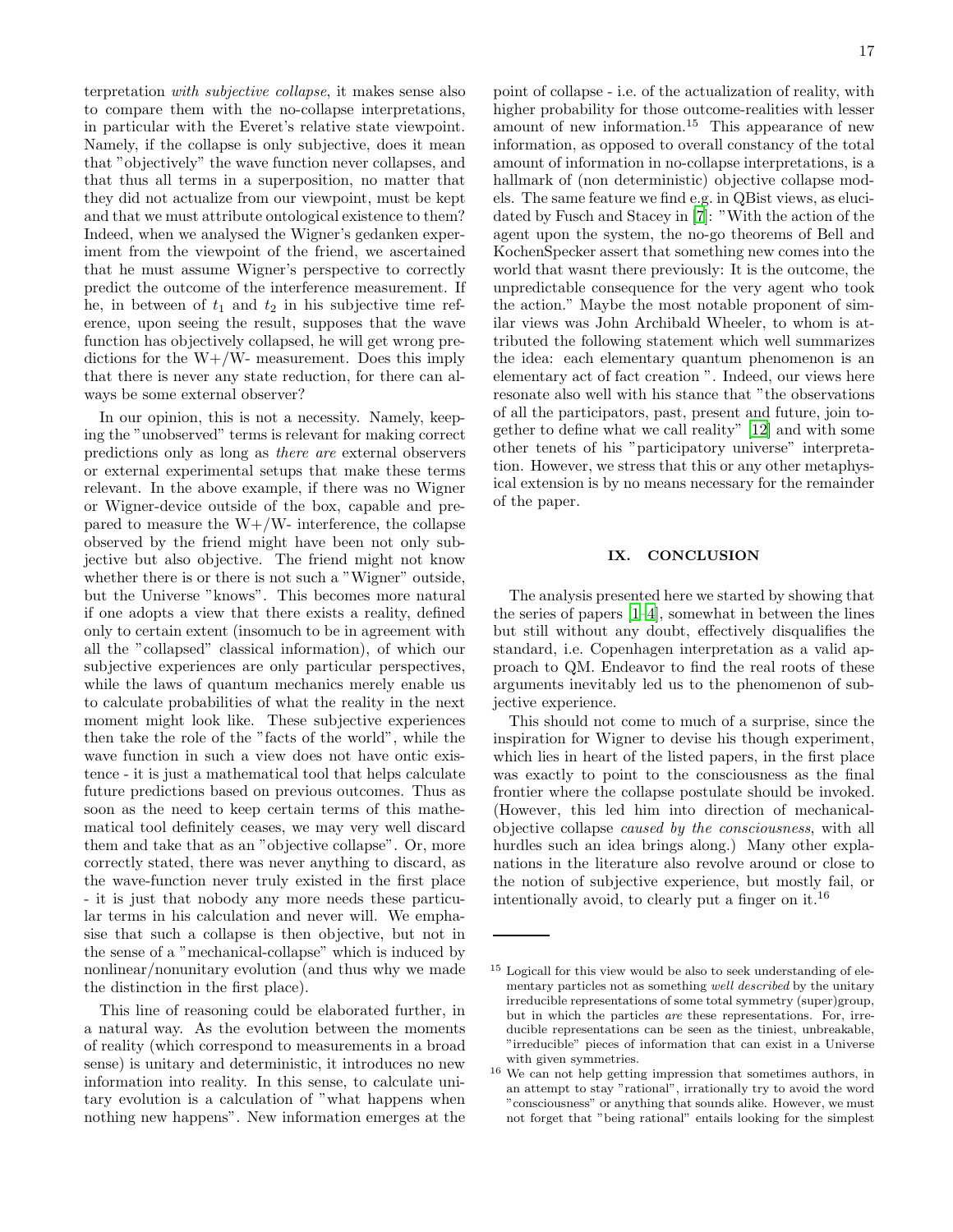terpretation *with subjective collapse*, it makes sense also to compare them with the no-collapse interpretations, in particular with the Everet's relative state viewpoint. Namely, if the collapse is only subjective, does it mean that "objectively" the wave function never collapses, and that thus all terms in a superposition, no matter that they did not actualize from our viewpoint, must be kept and that we must attribute ontological existence to them? Indeed, when we analysed the Wigner's gedanken experiment from the viewpoint of the friend, we ascertained that he must assume Wigner's perspective to correctly predict the outcome of the interference measurement. If he, in between of $t_1$ and $t_2$ in his subjective time reference, upon seeing the result, supposes that the wave function has objectively collapsed, he will get wrong predictions for the W+/W- measurement. Does this imply that there is never any state reduction, for there can always be some external observer?

In our opinion, this is not a necessity. Namely, keeping the "unobserved" terms is relevant for making correct predictions only as long as *there are* external observers or external experimental setups that make these terms relevant. In the above example, if there was no Wigner or Wigner-device outside of the box, capable and prepared to measure the W+/W- interference, the collapse observed by the friend might have been not only subjective but also objective. The friend might not know whether there is or there is not such a "Wigner" outside, but the Universe "knows". This becomes more natural if one adopts a view that there exists a reality, defined only to certain extent (insomuch to be in agreement with all the "collapsed" classical information), of which our subjective experiences are only particular perspectives, while the laws of quantum mechanics merely enable us to calculate probabilities of what the reality in the next moment might look like. These subjective experiences then take the role of the "facts of the world", while the wave function in such a view does not have ontic existence - it is just a mathematical tool that helps calculate future predictions based on previous outcomes. Thus as soon as the need to keep certain terms of this mathematical tool definitely ceases, we may very well discard them and take that as an "objective collapse". Or, more correctly stated, there was never anything to discard, as the wave-function never truly existed in the first place - it is just that nobody any more needs these particular terms in his calculation and never will. We emphasise that such a collapse is then objective, but not in the sense of a "mechanical-collapse" which is induced by nonlinear/nonunitary evolution (and thus why we made the distinction in the first place).

This line of reasoning could be elaborated further, in a natural way. As the evolution between the moments of reality (which correspond to measurements in a broad sense) is unitary and deterministic, it introduces no new information into reality. In this sense, to calculate unitary evolution is a calculation of "what happens when nothing new happens". New information emerges at the point of collapse - i.e. of the actualization of reality, with higher probability for those outcome-realities with lesser amount of new information.[15] This appearance of new information, as opposed to overall constancy of the total amount of information in no-collapse interpretations, is a hallmark of (non deterministic) objective collapse models. The same feature we find e.g. in QBist views, as elucidated by Fusch and Stacey in [7]: "With the action of the agent upon the system, the no-go theorems of Bell and KochenSpecker assert that something new comes into the world that wasnt there previously: It is the outcome, the unpredictable consequence for the very agent who took the action." Maybe the most notable proponent of similar views was John Archibald Wheeler, to whom is attributed the following statement which well summarizes the idea: each elementary quantum phenomenon is an elementary act of fact creation ". Indeed, our views here resonate also well with his stance that "the observations of all the participators, past, present and future, join together to define what we call reality" [12] and with some other tenets of his "participatory universe" interpretation. However, we stress that this or any other metaphysical extension is by no means necessary for the remainder of the paper.

## IX. CONCLUSION

The analysis presented here we started by showing that the series of papers [1–4], somewhat in between the lines but still without any doubt, effectively disqualifies the standard, i.e. Copenhagen interpretation as a valid approach to QM. Endeavor to find the real roots of these arguments inevitably led us to the phenomenon of subjective experience.

This should not come to much of a surprise, since the inspiration for Wigner to devise his though experiment, which lies in heart of the listed papers, in the first place was exactly to point to the consciousness as the final frontier where the collapse postulate should be invoked. (However, this led him into direction of mechanical-objective collapse *caused by the consciousness*, with all hurdles such an idea brings along.) Many other explanations in the literature also revolve around or close to the notion of subjective experience, but mostly fail, or intentionally avoid, to clearly put a finger on it.[16]

---

[15] Logicall for this view would be also to seek understanding of elementary particles not as something *well described* by the unitary irreducible representations of some total symmetry (super)group, but in which the particles *are* these representations. For, irreducible representations can be seen as the tiniest, unbreakable, "irreducible" pieces of information that can exist in a Universe with given symmetries.

[16] We can not help getting impression that sometimes authors, in an attempt to stay "rational", irrationally try to avoid the word "consciousness" or anything that sounds alike. However, we must not forget that "being rational" entails looking for the simplest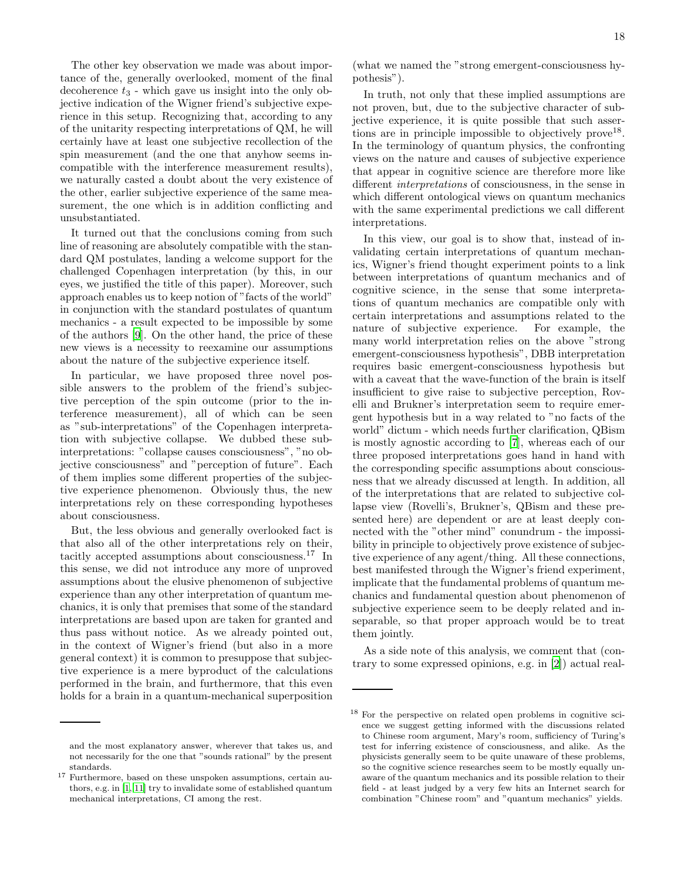The other key observation we made was about importance of the, generally overlooked, moment of the final decoherence $t_3$ - which gave us insight into the only objective indication of the Wigner friend's subjective experience in this setup. Recognizing that, according to any of the unitarity respecting interpretations of QM, he will certainly have at least one subjective recollection of the spin measurement (and the one that anyhow seems incompatible with the interference measurement results), we naturally casted a doubt about the very existence of the other, earlier subjective experience of the same measurement, the one which is in addition conflicting and unsubstantiated.

It turned out that the conclusions coming from such line of reasoning are absolutely compatible with the standard QM postulates, landing a welcome support for the challenged Copenhagen interpretation (by this, in our eyes, we justified the title of this paper). Moreover, such approach enables us to keep notion of "facts of the world" in conjunction with the standard postulates of quantum mechanics - a result expected to be impossible by some of the authors [9]. On the other hand, the price of these new views is a necessity to reexamine our assumptions about the nature of the subjective experience itself.

In particular, we have proposed three novel possible answers to the problem of the friend's subjective perception of the spin outcome (prior to the interference measurement), all of which can be seen as "sub-interpretations" of the Copenhagen interpretation with subjective collapse. We dubbed these sub-interpretations: "collapse causes consciousness", "no objective consciousness" and "perception of future". Each of them implies some different properties of the subjective experience phenomenon. Obviously thus, the new interpretations rely on these corresponding hypotheses about consciousness.

But, the less obvious and generally overlooked fact is that also all of the other interpretations rely on their, tacitly accepted assumptions about consciousness.[17] In this sense, we did not introduce any more of unproved assumptions about the elusive phenomenon of subjective experience than any other interpretation of quantum mechanics, it is only that premises that some of the standard interpretations are based upon are taken for granted and thus pass without notice. As we already pointed out, in the context of Wigner's friend (but also in a more general context) it is common to presuppose that subjective experience is a mere byproduct of the calculations performed in the brain, and furthermore, that this even holds for a brain in a quantum-mechanical superposition (what we named the "strong emergent-consciousness hypothesis").

In truth, not only that these implied assumptions are not proven, but, due to the subjective character of subjective experience, it is quite possible that such assertions are in principle impossible to objectively prove[18]. In the terminology of quantum physics, the confronting views on the nature and causes of subjective experience that appear in cognitive science are therefore more like different *interpretations* of consciousness, in the sense in which different ontological views on quantum mechanics with the same experimental predictions we call different interpretations.

In this view, our goal is to show that, instead of invalidating certain interpretations of quantum mechanics, Wigner's friend thought experiment points to a link between interpretations of quantum mechanics and of cognitive science, in the sense that some interpretations of quantum mechanics are compatible only with certain interpretations and assumptions related to the nature of subjective experience. For example, the many world interpretation relies on the above "strong emergent-consciousness hypothesis", DBB interpretation requires basic emergent-consciousness hypothesis but with a caveat that the wave-function of the brain is itself insufficient to give raise to subjective perception, Rovelli and Brukner's interpretation seem to require emergent hypothesis but in a way related to "no facts of the world" dictum - which needs further clarification, QBism is mostly agnostic according to [7], whereas each of our three proposed interpretations goes hand in hand with the corresponding specific assumptions about consciousness that we already discussed at length. In addition, all of the interpretations that are related to subjective collapse view (Rovelli's, Brukner's, QBism and these presented here) are dependent or are at least deeply connected with the "other mind" conundrum - the impossibility in principle to objectively prove existence of subjective experience of any agent/thing. All these connections, best manifested through the Wigner's friend experiment, implicate that the fundamental problems of quantum mechanics and fundamental question about phenomenon of subjective experience seem to be deeply related and inseparable, so that proper approach would be to treat them jointly.

As a side note of this analysis, we comment that (contrary to some expressed opinions, e.g. in [2]) actual real-

---

and the most explanatory answer, wherever that takes us, and not necessarily for the one that "sounds rational" by the present standards.

[17] Furthermore, based on these unspoken assumptions, certain authors, e.g. in [1, 11] try to invalidate some of established quantum mechanical interpretations, CI among the rest.

[18] For the perspective on related open problems in cognitive science we suggest getting informed with the discussions related to Chinese room argument, Mary's room, sufficiency of Turing's test for inferring existence of consciousness, and alike. As the physicists generally seem to be quite unaware of these problems, so the cognitive science researches seem to be mostly equally unaware of the quantum mechanics and its possible relation to their field - at least judged by a very few hits an Internet search for combination "Chinese room" and "quantum mechanics" yields.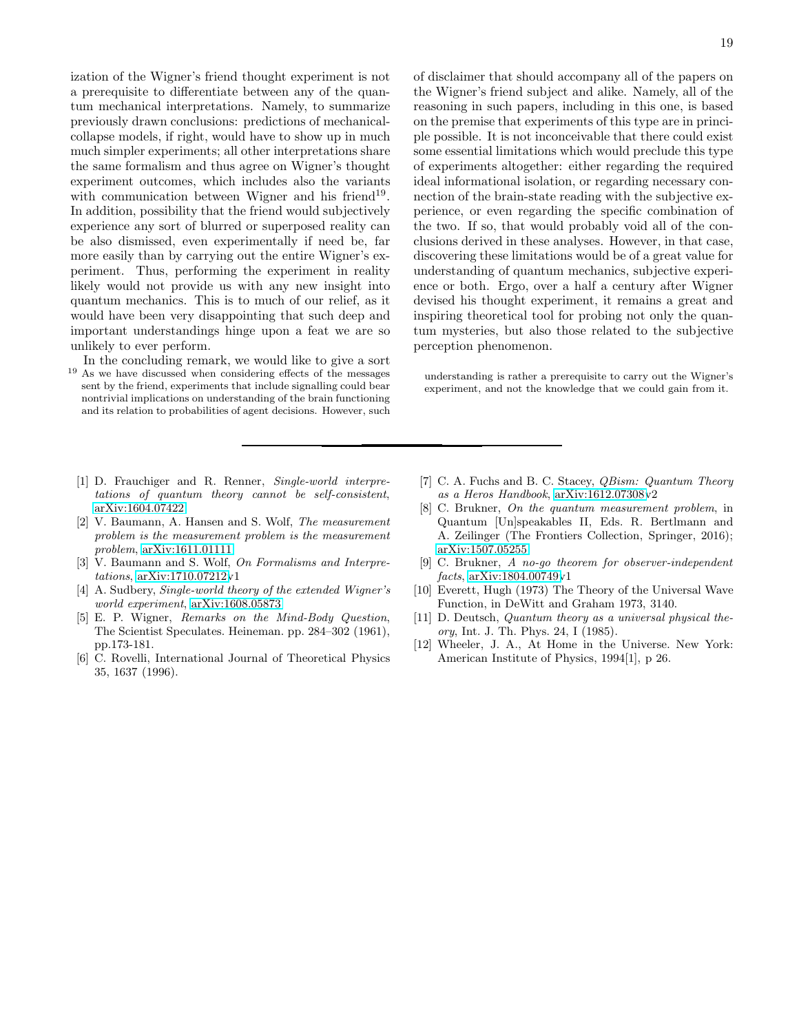ization of the Wigner's friend thought experiment is not a prerequisite to differentiate between any of the quantum mechanical interpretations. Namely, to summarize previously drawn conclusions: predictions of mechanical-collapse models, if right, would have to show up in much much simpler experiments; all other interpretations share the same formalism and thus agree on Wigner's thought experiment outcomes, which includes also the variants with communication between Wigner and his friend[19]. In addition, possibility that the friend would subjectively experience any sort of blurred or superposed reality can be also dismissed, even experimentally if need be, far more easily than by carrying out the entire Wigner's experiment. Thus, performing the experiment in reality likely would not provide us with any new insight into quantum mechanics. This is to much of our relief, as it would have been very disappointing that such deep and important understandings hinge upon a feat we are so unlikely to ever perform.

In the concluding remark, we would like to give a sort of disclaimer that should accompany all of the papers on the Wigner's friend subject and alike. Namely, all of the reasoning in such papers, including in this one, is based on the premise that experiments of this type are in principle possible. It is not inconceivable that there could exist some essential limitations which would preclude this type of experiments altogether: either regarding the required ideal informational isolation, or regarding necessary connection of the brain-state reading with the subjective experience, or even regarding the specific combination of the two. If so, that would probably void all of the conclusions derived in these analyses. However, in that case, discovering these limitations would be of a great value for understanding of quantum mechanics, subjective experience or both. Ergo, over a half a century after Wigner devised his thought experiment, it remains a great and inspiring theoretical tool for probing not only the quantum mysteries, but also those related to the subjective perception phenomenon.

[19] As we have discussed when considering effects of the messages sent by the friend, experiments that include signalling could bear nontrivial implications on understanding of the brain functioning and its relation to probabilities of agent decisions. However, such understanding is rather a prerequisite to carry out the Wigner's experiment, and not the knowledge that we could gain from it.

---

[1] D. Frauchiger and R. Renner, *Single-world interpretations of quantum theory cannot be self-consistent*, arXiv:1604.07422

[2] V. Baumann, A. Hansen and S. Wolf, *The measurement problem is the measurement problem is the measurement problem*, arXiv:1611.01111

[3] V. Baumann and S. Wolf, *On Formalisms and Interpretations*, arXiv:1710.07212v1

[4] A. Sudbery, *Single-world theory of the extended Wigner's world experiment*, arXiv:1608.05873

[5] E. P. Wigner, *Remarks on the Mind-Body Question*, The Scientist Speculates. Heineman. pp. 284–302 (1961), pp.173-181.

[6] C. Rovelli, International Journal of Theoretical Physics 35, 1637 (1996).

[7] C. A. Fuchs and B. C. Stacey, *QBism: Quantum Theory as a Heros Handbook*, arXiv:1612.07308v2

[8] C. Brukner, *On the quantum measurement problem*, in Quantum [Un]speakables II, Eds. R. Bertlmann and A. Zeilinger (The Frontiers Collection, Springer, 2016); arXiv:1507.05255

[9] C. Brukner, *A no-go theorem for observer-independent facts*, arXiv:1804.00749v1

[10] Everett, Hugh (1973) The Theory of the Universal Wave Function, in DeWitt and Graham 1973, 3140.

[11] D. Deutsch, *Quantum theory as a universal physical theory*, Int. J. Th. Phys. 24, I (1985).

[12] Wheeler, J. A., At Home in the Universe. New York: American Institute of Physics, 1994[1], p 26.